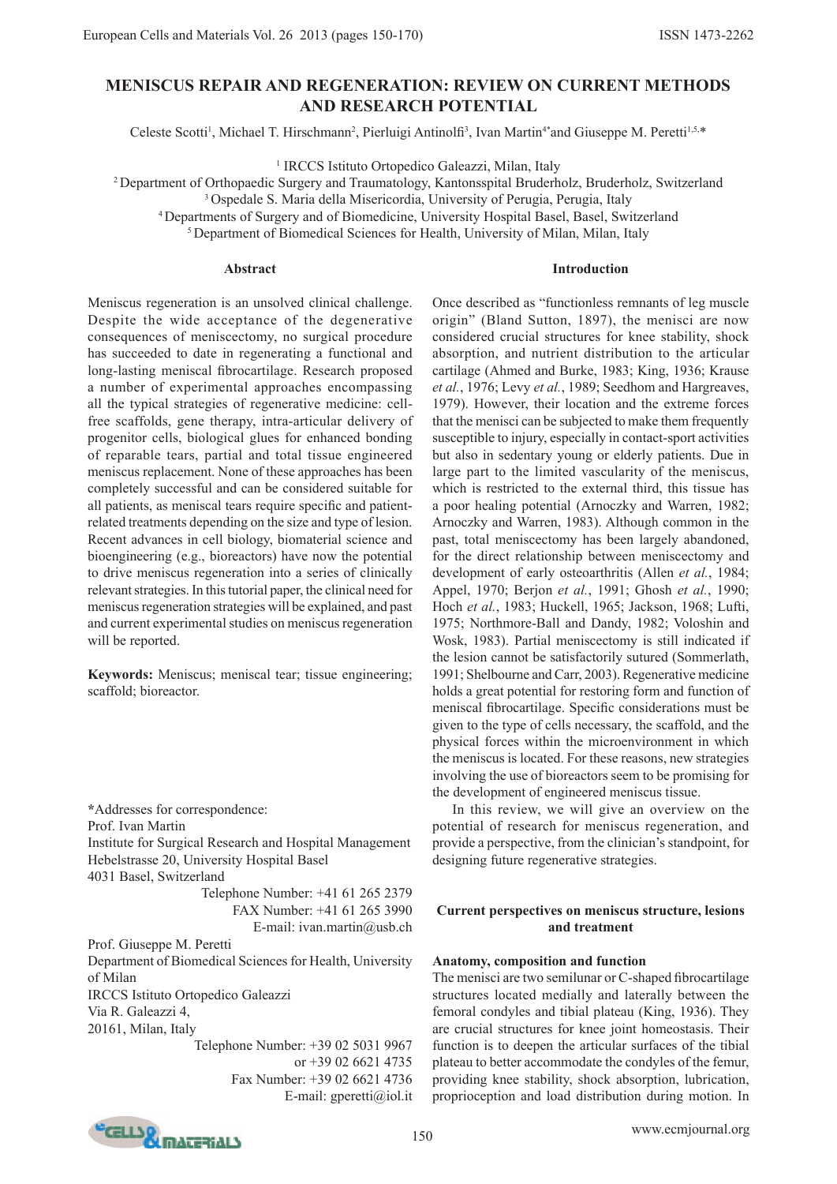# MENISCUS REPAIR AND REGENERATION: REVIEW ON CURRENT METHODS AND RESEARCH POTENTIAL

Celeste Scotti[1], Michael T. Hirschmann[2], Pierluigi Antinolfi[3], Ivan Martin[4*] and Giuseppe M. Peretti[1,5,*]

[1] IRCCS Istituto Ortopedico Galeazzi, Milan, Italy
[2] Department of Orthopaedic Surgery and Traumatology, Kantonsspital Bruderholz, Bruderholz, Switzerland
[3] Ospedale S. Maria della Misericordia, University of Perugia, Perugia, Italy
[4] Departments of Surgery and of Biomedicine, University Hospital Basel, Basel, Switzerland
[5] Department of Biomedical Sciences for Health, University of Milan, Milan, Italy

## Abstract

Meniscus regeneration is an unsolved clinical challenge. Despite the wide acceptance of the degenerative consequences of meniscectomy, no surgical procedure has succeeded to date in regenerating a functional and long-lasting meniscal fibrocartilage. Research proposed a number of experimental approaches encompassing all the typical strategies of regenerative medicine: cell-free scaffolds, gene therapy, intra-articular delivery of progenitor cells, biological glues for enhanced bonding of reparable tears, partial and total tissue engineered meniscus replacement. None of these approaches has been completely successful and can be considered suitable for all patients, as meniscal tears require specific and patient-related treatments depending on the size and type of lesion. Recent advances in cell biology, biomaterial science and bioengineering (e.g., bioreactors) have now the potential to drive meniscus regeneration into a series of clinically relevant strategies. In this tutorial paper, the clinical need for meniscus regeneration strategies will be explained, and past and current experimental studies on meniscus regeneration will be reported.

**Keywords:** Meniscus; meniscal tear; tissue engineering; scaffold; bioreactor.

*Addresses for correspondence:
Prof. Ivan Martin
Institute for Surgical Research and Hospital Management
Hebelstrasse 20, University Hospital Basel
4031 Basel, Switzerland
Telephone Number: +41 61 265 2379
FAX Number: +41 61 265 3990
E-mail: ivan.martin@usb.ch

Prof. Giuseppe M. Peretti
Department of Biomedical Sciences for Health, University of Milan
IRCCS Istituto Ortopedico Galeazzi
Via R. Galeazzi 4,
20161, Milan, Italy
Telephone Number: +39 02 5031 9967
or +39 02 6621 4735
Fax Number: +39 02 6621 4736
E-mail: gperetti@iol.it

## Introduction

Once described as "functionless remnants of leg muscle origin" (Bland Sutton, 1897), the menisci are now considered crucial structures for knee stability, shock absorption, and nutrient distribution to the articular cartilage (Ahmed and Burke, 1983; King, 1936; Krause *et al.*, 1976; Levy *et al.*, 1989; Seedhom and Hargreaves, 1979). However, their location and the extreme forces that the menisci can be subjected to make them frequently susceptible to injury, especially in contact-sport activities but also in sedentary young or elderly patients. Due in large part to the limited vascularity of the meniscus, which is restricted to the external third, this tissue has a poor healing potential (Arnoczky and Warren, 1982; Arnoczky and Warren, 1983). Although common in the past, total meniscectomy has been largely abandoned, for the direct relationship between meniscectomy and development of early osteoarthritis (Allen *et al.*, 1984; Appel, 1970; Berjon *et al.*, 1991; Ghosh *et al.*, 1990; Hoch *et al.*, 1983; Huckell, 1965; Jackson, 1968; Lufti, 1975; Northmore-Ball and Dandy, 1982; Voloshin and Wosk, 1983). Partial meniscectomy is still indicated if the lesion cannot be satisfactorily sutured (Sommerlath, 1991; Shelbourne and Carr, 2003). Regenerative medicine holds a great potential for restoring form and function of meniscal fibrocartilage. Specific considerations must be given to the type of cells necessary, the scaffold, and the physical forces within the microenvironment in which the meniscus is located. For these reasons, new strategies involving the use of bioreactors seem to be promising for the development of engineered meniscus tissue.

In this review, we will give an overview on the potential of research for meniscus regeneration, and provide a perspective, from the clinician's standpoint, for designing future regenerative strategies.

## Current perspectives on meniscus structure, lesions and treatment

### Anatomy, composition and function

The menisci are two semilunar or C-shaped fibrocartilage structures located medially and laterally between the femoral condyles and tibial plateau (King, 1936). They are crucial structures for knee joint homeostasis. Their function is to deepen the articular surfaces of the tibial plateau to better accommodate the condyles of the femur, providing knee stability, shock absorption, lubrication, proprioception and load distribution during motion. In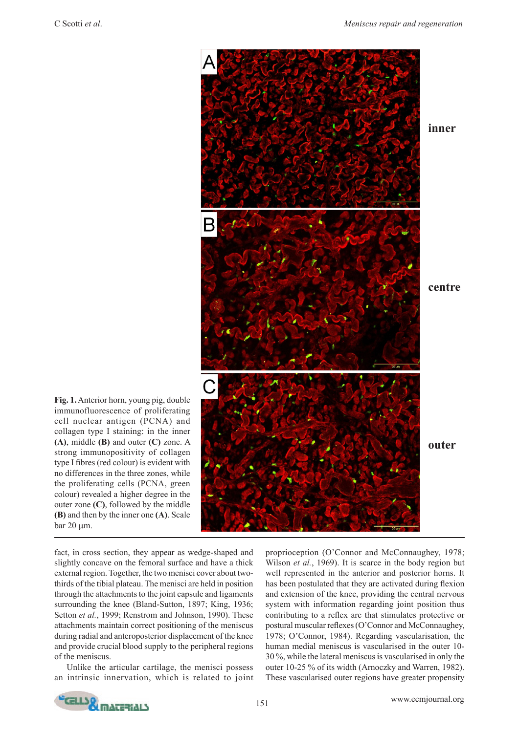**Fig. 1.** Anterior horn, young pig, double immunofluorescence of proliferating cell nuclear antigen (PCNA) and collagen type I staining: in the inner **(A)**, middle **(B)** and outer **(C)** zone. A strong immunopositivity of collagen type I fibres (red colour) is evident with no differences in the three zones, while the proliferating cells (PCNA, green colour) revealed a higher degree in the outer zone **(C)**, followed by the middle **(B)** and then by the inner one **(A)**. Scale bar 20 µm.

fact, in cross section, they appear as wedge-shaped and slightly concave on the femoral surface and have a thick external region. Together, the two menisci cover about two-thirds of the tibial plateau. The menisci are held in position through the attachments to the joint capsule and ligaments surrounding the knee (Bland-Sutton, 1897; King, 1936; Setton *et al.*, 1999; Renstrom and Johnson, 1990). These attachments maintain correct positioning of the meniscus during radial and anteroposterior displacement of the knee and provide crucial blood supply to the peripheral regions of the meniscus.

Unlike the articular cartilage, the menisci possess an intrinsic innervation, which is related to joint proprioception (O'Connor and McConnaughey, 1978; Wilson *et al.*, 1969). It is scarce in the body region but well represented in the anterior and posterior horns. It has been postulated that they are activated during flexion and extension of the knee, providing the central nervous system with information regarding joint position thus contributing to a reflex arc that stimulates protective or postural muscular reflexes (O'Connor and McConnaughey, 1978; O'Connor, 1984). Regarding vascularisation, the human medial meniscus is vascularised in the outer 10-30 %, while the lateral meniscus is vascularised in only the outer 10-25 % of its width (Arnoczky and Warren, 1982). These vascularised outer regions have greater propensity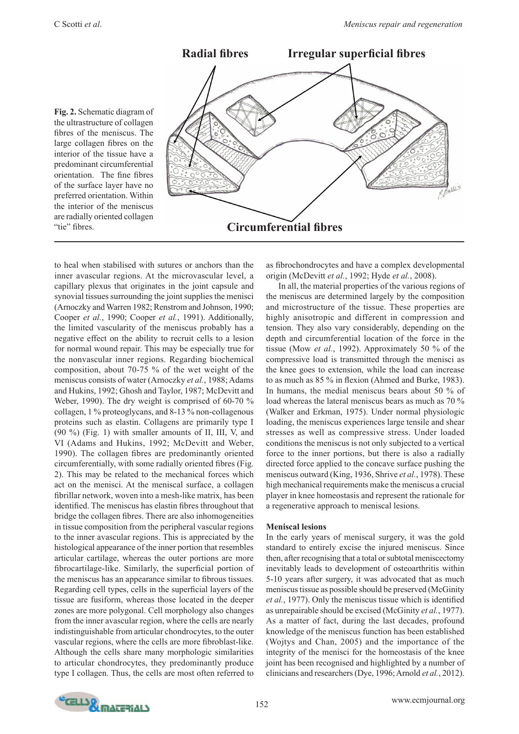**Fig. 2.** Schematic diagram of the ultrastructure of collagen fibres of the meniscus. The large collagen fibres on the interior of the tissue have a predominant circumferential orientation. The fine fibres of the surface layer have no preferred orientation. Within the interior of the meniscus are radially oriented collagen "tie" fibres.

to heal when stabilised with sutures or anchors than the inner avascular regions. At the microvascular level, a capillary plexus that originates in the joint capsule and synovial tissues surrounding the joint supplies the menisci (Arnoczky and Warren 1982; Renstrom and Johnson, 1990; Cooper *et al.*, 1990; Cooper *et al.*, 1991). Additionally, the limited vascularity of the meniscus probably has a negative effect on the ability to recruit cells to a lesion for normal wound repair. This may be especially true for the nonvascular inner regions. Regarding biochemical composition, about 70-75 % of the wet weight of the meniscus consists of water (Arnoczky *et al.*, 1988; Adams and Hukins, 1992; Ghosh and Taylor, 1987; McDevitt and Weber, 1990). The dry weight is comprised of 60-70 % collagen, 1 % proteoglycans, and 8-13 % non-collagenous proteins such as elastin. Collagens are primarily type I (90 %) (Fig. 1) with smaller amounts of II, III, V, and VI (Adams and Hukins, 1992; McDevitt and Weber, 1990). The collagen fibres are predominantly oriented circumferentially, with some radially oriented fibres (Fig. 2). This may be related to the mechanical forces which act on the menisci. At the meniscal surface, a collagen fibrillar network, woven into a mesh-like matrix, has been identified. The meniscus has elastin fibres throughout that bridge the collagen fibres. There are also inhomogeneities in tissue composition from the peripheral vascular regions to the inner avascular regions. This is appreciated by the histological appearance of the inner portion that resembles articular cartilage, whereas the outer portions are more fibrocartilage-like. Similarly, the superficial portion of the meniscus has an appearance similar to fibrous tissues. Regarding cell types, cells in the superficial layers of the tissue are fusiform, whereas those located in the deeper zones are more polygonal. Cell morphology also changes from the inner avascular region, where the cells are nearly indistinguishable from articular chondrocytes, to the outer vascular regions, where the cells are more fibroblast-like. Although the cells share many morphologic similarities to articular chondrocytes, they predominantly produce type I collagen. Thus, the cells are most often referred to as fibrochondrocytes and have a complex developmental origin (McDevitt *et al.*, 1992; Hyde *et al.*, 2008).

In all, the material properties of the various regions of the meniscus are determined largely by the composition and microstructure of the tissue. These properties are highly anisotropic and different in compression and tension. They also vary considerably, depending on the depth and circumferential location of the force in the tissue (Mow *et al.*, 1992). Approximately 50 % of the compressive load is transmitted through the menisci as the knee goes to extension, while the load can increase to as much as 85 % in flexion (Ahmed and Burke, 1983). In humans, the medial meniscus bears about 50 % of load whereas the lateral meniscus bears as much as 70 % (Walker and Erkman, 1975). Under normal physiologic loading, the meniscus experiences large tensile and shear stresses as well as compressive stress. Under loaded conditions the meniscus is not only subjected to a vertical force to the inner portions, but there is also a radially directed force applied to the concave surface pushing the meniscus outward (King, 1936, Shrive *et al.*, 1978). These high mechanical requirements make the meniscus a crucial player in knee homeostasis and represent the rationale for a regenerative approach to meniscal lesions.

**Meniscal lesions**

In the early years of meniscal surgery, it was the gold standard to entirely excise the injured meniscus. Since then, after recognising that a total or subtotal meniscectomy inevitably leads to development of osteoarthritis within 5-10 years after surgery, it was advocated that as much meniscus tissue as possible should be preserved (McGinity *et al.*, 1977). Only the meniscus tissue which is identified as unrepairable should be excised (McGinity *et al.*, 1977). As a matter of fact, during the last decades, profound knowledge of the meniscus function has been established (Wojtys and Chan, 2005) and the importance of the integrity of the menisci for the homeostasis of the knee joint has been recognised and highlighted by a number of clinicians and researchers (Dye, 1996; Arnold *et al.*, 2012).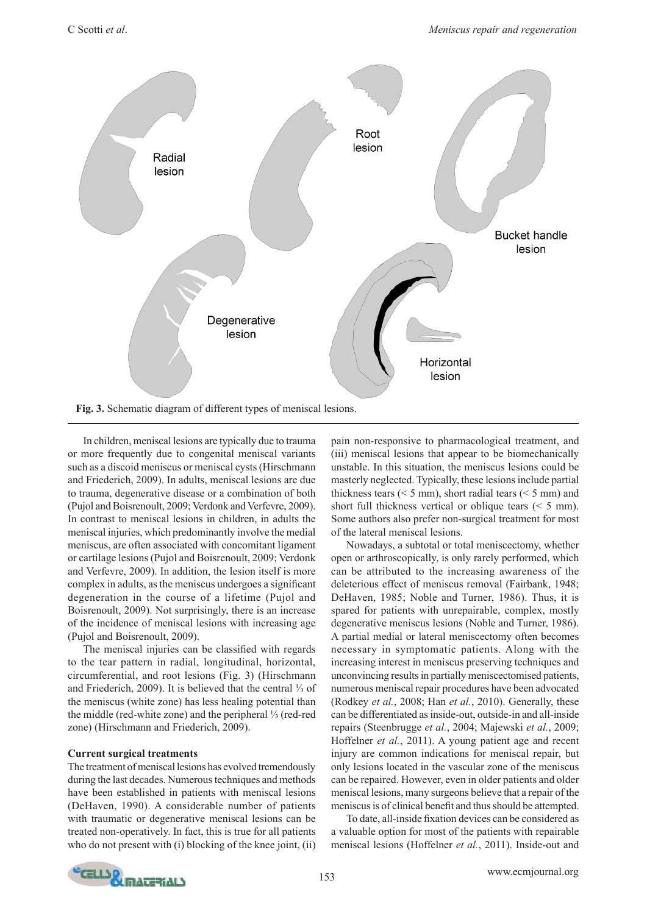**Fig. 3.** Schematic diagram of different types of meniscal lesions.

In children, meniscal lesions are typically due to trauma or more frequently due to congenital meniscal variants such as a discoid meniscus or meniscal cysts (Hirschmann and Friederich, 2009). In adults, meniscal lesions are due to trauma, degenerative disease or a combination of both (Pujol and Boisrenoult, 2009; Verdonk and Verfevre, 2009). In contrast to meniscal lesions in children, in adults the meniscal injuries, which predominantly involve the medial meniscus, are often associated with concomitant ligament or cartilage lesions (Pujol and Boisrenoult, 2009; Verdonk and Verfevre, 2009). In addition, the lesion itself is more complex in adults, as the meniscus undergoes a significant degeneration in the course of a lifetime (Pujol and Boisrenoult, 2009). Not surprisingly, there is an increase of the incidence of meniscal lesions with increasing age (Pujol and Boisrenoult, 2009).

The meniscal injuries can be classified with regards to the tear pattern in radial, longitudinal, horizontal, circumferential, and root lesions (Fig. 3) (Hirschmann and Friederich, 2009). It is believed that the central ⅓ of the meniscus (white zone) has less healing potential than the middle (red-white zone) and the peripheral ⅓ (red-red zone) (Hirschmann and Friederich, 2009).

### Current surgical treatments

The treatment of meniscal lesions has evolved tremendously during the last decades. Numerous techniques and methods have been established in patients with meniscal lesions (DeHaven, 1990). A considerable number of patients with traumatic or degenerative meniscal lesions can be treated non-operatively. In fact, this is true for all patients who do not present with (i) blocking of the knee joint, (ii) pain non-responsive to pharmacological treatment, and (iii) meniscal lesions that appear to be biomechanically unstable. In this situation, the meniscus lesions could be masterly neglected. Typically, these lesions include partial thickness tears (< 5 mm), short radial tears (< 5 mm) and short full thickness vertical or oblique tears (< 5 mm). Some authors also prefer non-surgical treatment for most of the lateral meniscal lesions.

Nowadays, a subtotal or total meniscectomy, whether open or arthroscopically, is only rarely performed, which can be attributed to the increasing awareness of the deleterious effect of meniscus removal (Fairbank, 1948; DeHaven, 1985; Noble and Turner, 1986). Thus, it is spared for patients with unrepairable, complex, mostly degenerative meniscus lesions (Noble and Turner, 1986). A partial medial or lateral meniscectomy often becomes necessary in symptomatic patients. Along with the increasing interest in meniscus preserving techniques and unconvincing results in partially meniscectomised patients, numerous meniscal repair procedures have been advocated (Rodkey *et al.*, 2008; Han *et al.*, 2010). Generally, these can be differentiated as inside-out, outside-in and all-inside repairs (Steenbrugge *et al.*, 2004; Majewski *et al.*, 2009; Hoffelner *et al.*, 2011). A young patient age and recent injury are common indications for meniscal repair, but only lesions located in the vascular zone of the meniscus can be repaired. However, even in older patients and older meniscal lesions, many surgeons believe that a repair of the meniscus is of clinical benefit and thus should be attempted.

To date, all-inside fixation devices can be considered as a valuable option for most of the patients with repairable meniscal lesions (Hoffelner *et al.*, 2011). Inside-out and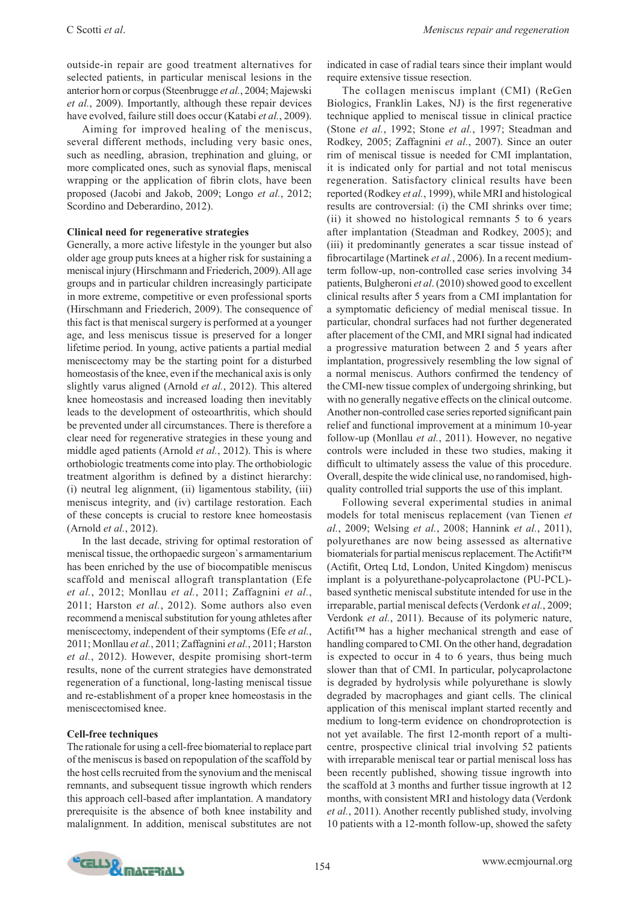outside-in repair are good treatment alternatives for selected patients, in particular meniscal lesions in the anterior horn or corpus (Steenbrugge *et al.*, 2004; Majewski *et al.*, 2009). Importantly, although these repair devices have evolved, failure still does occur (Katabi *et al.*, 2009).

Aiming for improved healing of the meniscus, several different methods, including very basic ones, such as needling, abrasion, trephination and gluing, or more complicated ones, such as synovial flaps, meniscal wrapping or the application of fibrin clots, have been proposed (Jacobi and Jakob, 2009; Longo *et al.*, 2012; Scordino and Deberardino, 2012).

**Clinical need for regenerative strategies**

Generally, a more active lifestyle in the younger but also older age group puts knees at a higher risk for sustaining a meniscal injury (Hirschmann and Friederich, 2009). All age groups and in particular children increasingly participate in more extreme, competitive or even professional sports (Hirschmann and Friederich, 2009). The consequence of this fact is that meniscal surgery is performed at a younger age, and less meniscus tissue is preserved for a longer lifetime period. In young, active patients a partial medial meniscectomy may be the starting point for a disturbed homeostasis of the knee, even if the mechanical axis is only slightly varus aligned (Arnold *et al.*, 2012). This altered knee homeostasis and increased loading then inevitably leads to the development of osteoarthritis, which should be prevented under all circumstances. There is therefore a clear need for regenerative strategies in these young and middle aged patients (Arnold *et al.*, 2012). This is where orthobiologic treatments come into play. The orthobiologic treatment algorithm is defined by a distinct hierarchy: (i) neutral leg alignment, (ii) ligamentous stability, (iii) meniscus integrity, and (iv) cartilage restoration. Each of these concepts is crucial to restore knee homeostasis (Arnold *et al.*, 2012).

In the last decade, striving for optimal restoration of meniscal tissue, the orthopaedic surgeon`s armamentarium has been enriched by the use of biocompatible meniscus scaffold and meniscal allograft transplantation (Efe *et al.*, 2012; Monllau *et al.*, 2011; Zaffagnini *et al.*, 2011; Harston *et al.*, 2012). Some authors also even recommend a meniscal substitution for young athletes after meniscectomy, independent of their symptoms (Efe *et al.*, 2011; Monllau *et al.*, 2011; Zaffagnini *et al.*, 2011; Harston *et al.*, 2012). However, despite promising short-term results, none of the current strategies have demonstrated regeneration of a functional, long-lasting meniscal tissue and re-establishment of a proper knee homeostasis in the meniscectomised knee.

**Cell-free techniques**

The rationale for using a cell-free biomaterial to replace part of the meniscus is based on repopulation of the scaffold by the host cells recruited from the synovium and the meniscal remnants, and subsequent tissue ingrowth which renders this approach cell-based after implantation. A mandatory prerequisite is the absence of both knee instability and malalignment. In addition, meniscal substitutes are not indicated in case of radial tears since their implant would require extensive tissue resection.

The collagen meniscus implant (CMI) (ReGen Biologics, Franklin Lakes, NJ) is the first regenerative technique applied to meniscal tissue in clinical practice (Stone *et al.*, 1992; Stone *et al.*, 1997; Steadman and Rodkey, 2005; Zaffagnini *et al.*, 2007). Since an outer rim of meniscal tissue is needed for CMI implantation, it is indicated only for partial and not total meniscus regeneration. Satisfactory clinical results have been reported (Rodkey *et al.*, 1999), while MRI and histological results are controversial: (i) the CMI shrinks over time; (ii) it showed no histological remnants 5 to 6 years after implantation (Steadman and Rodkey, 2005); and (iii) it predominantly generates a scar tissue instead of fibrocartilage (Martinek *et al.*, 2006). In a recent medium-term follow-up, non-controlled case series involving 34 patients, Bulgheroni *et al*. (2010) showed good to excellent clinical results after 5 years from a CMI implantation for a symptomatic deficiency of medial meniscal tissue. In particular, chondral surfaces had not further degenerated after placement of the CMI, and MRI signal had indicated a progressive maturation between 2 and 5 years after implantation, progressively resembling the low signal of a normal meniscus. Authors confirmed the tendency of the CMI-new tissue complex of undergoing shrinking, but with no generally negative effects on the clinical outcome. Another non-controlled case series reported significant pain relief and functional improvement at a minimum 10-year follow-up (Monllau *et al.*, 2011). However, no negative controls were included in these two studies, making it difficult to ultimately assess the value of this procedure. Overall, despite the wide clinical use, no randomised, high-quality controlled trial supports the use of this implant.

Following several experimental studies in animal models for total meniscus replacement (van Tienen *et al.*, 2009; Welsing *et al.*, 2008; Hannink *et al.*, 2011), polyurethanes are now being assessed as alternative biomaterials for partial meniscus replacement. The Actifit™ (Actifit, Orteq Ltd, London, United Kingdom) meniscus implant is a polyurethane-polycaprolactone (PU-PCL)-based synthetic meniscal substitute intended for use in the irreparable, partial meniscal defects (Verdonk *et al.*, 2009; Verdonk *et al.*, 2011). Because of its polymeric nature, Actifit™ has a higher mechanical strength and ease of handling compared to CMI. On the other hand, degradation is expected to occur in 4 to 6 years, thus being much slower than that of CMI. In particular, polycaprolactone is degraded by hydrolysis while polyurethane is slowly degraded by macrophages and giant cells. The clinical application of this meniscal implant started recently and medium to long-term evidence on chondroprotection is not yet available. The first 12-month report of a multi-centre, prospective clinical trial involving 52 patients with irreparable meniscal tear or partial meniscal loss has been recently published, showing tissue ingrowth into the scaffold at 3 months and further tissue ingrowth at 12 months, with consistent MRI and histology data (Verdonk *et al.*, 2011). Another recently published study, involving 10 patients with a 12-month follow-up, showed the safety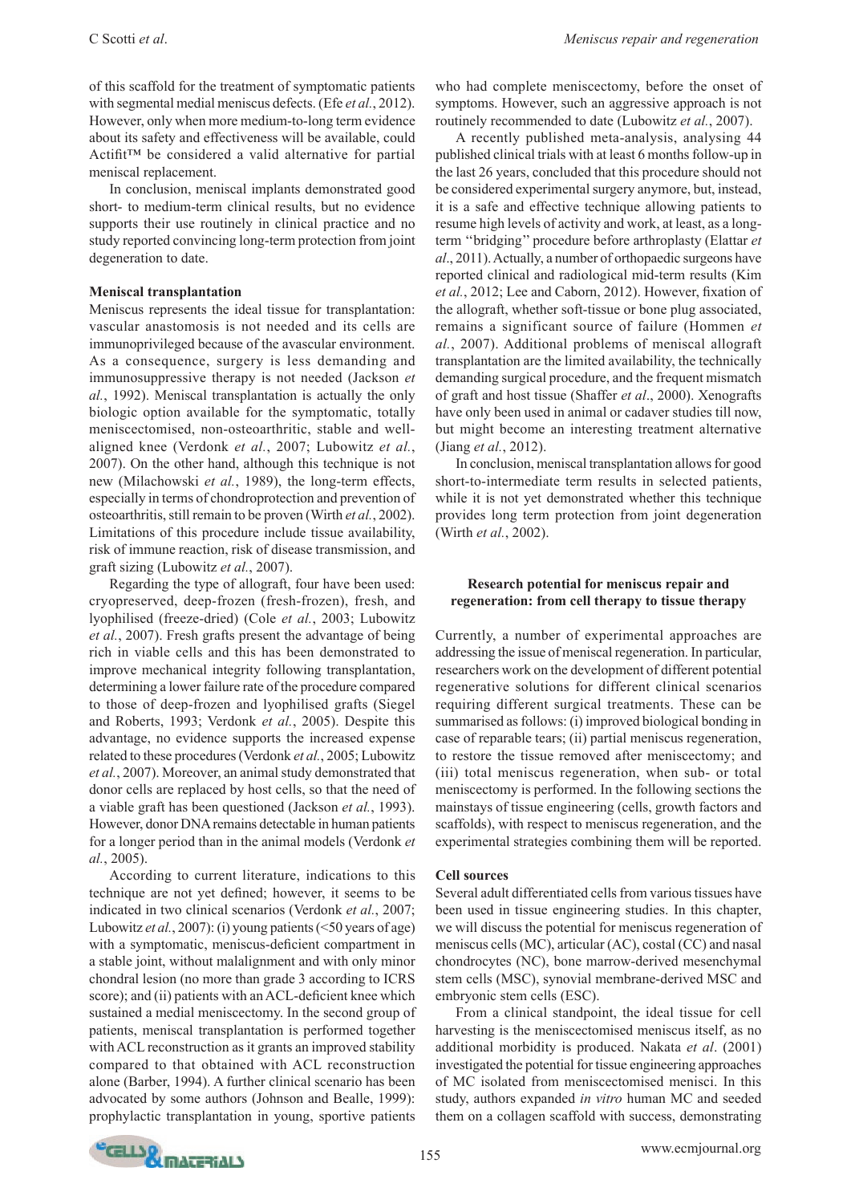of this scaffold for the treatment of symptomatic patients with segmental medial meniscus defects. (Efe *et al.*, 2012). However, only when more medium-to-long term evidence about its safety and effectiveness will be available, could Actifit™ be considered a valid alternative for partial meniscal replacement.

In conclusion, meniscal implants demonstrated good short- to medium-term clinical results, but no evidence supports their use routinely in clinical practice and no study reported convincing long-term protection from joint degeneration to date.

### Meniscal transplantation

Meniscus represents the ideal tissue for transplantation: vascular anastomosis is not needed and its cells are immunoprivileged because of the avascular environment. As a consequence, surgery is less demanding and immunosuppressive therapy is not needed (Jackson *et al.*, 1992). Meniscal transplantation is actually the only biologic option available for the symptomatic, totally meniscectomised, non-osteoarthritic, stable and well-aligned knee (Verdonk *et al.*, 2007; Lubowitz *et al.*, 2007). On the other hand, although this technique is not new (Milachowski *et al.*, 1989), the long-term effects, especially in terms of chondroprotection and prevention of osteoarthritis, still remain to be proven (Wirth *et al.*, 2002). Limitations of this procedure include tissue availability, risk of immune reaction, risk of disease transmission, and graft sizing (Lubowitz *et al.*, 2007).

Regarding the type of allograft, four have been used: cryopreserved, deep-frozen (fresh-frozen), fresh, and lyophilised (freeze-dried) (Cole *et al.*, 2003; Lubowitz *et al.*, 2007). Fresh grafts present the advantage of being rich in viable cells and this has been demonstrated to improve mechanical integrity following transplantation, determining a lower failure rate of the procedure compared to those of deep-frozen and lyophilised grafts (Siegel and Roberts, 1993; Verdonk *et al.*, 2005). Despite this advantage, no evidence supports the increased expense related to these procedures (Verdonk *et al.*, 2005; Lubowitz *et al.*, 2007). Moreover, an animal study demonstrated that donor cells are replaced by host cells, so that the need of a viable graft has been questioned (Jackson *et al.*, 1993). However, donor DNA remains detectable in human patients for a longer period than in the animal models (Verdonk *et al.*, 2005).

According to current literature, indications to this technique are not yet defined; however, it seems to be indicated in two clinical scenarios (Verdonk *et al.*, 2007; Lubowitz *et al.*, 2007): (i) young patients (<50 years of age) with a symptomatic, meniscus-deficient compartment in a stable joint, without malalignment and with only minor chondral lesion (no more than grade 3 according to ICRS score); and (ii) patients with an ACL-deficient knee which sustained a medial meniscectomy. In the second group of patients, meniscal transplantation is performed together with ACL reconstruction as it grants an improved stability compared to that obtained with ACL reconstruction alone (Barber, 1994). A further clinical scenario has been advocated by some authors (Johnson and Bealle, 1999): prophylactic transplantation in young, sportive patients who had complete meniscectomy, before the onset of symptoms. However, such an aggressive approach is not routinely recommended to date (Lubowitz *et al.*, 2007).

A recently published meta-analysis, analysing 44 published clinical trials with at least 6 months follow-up in the last 26 years, concluded that this procedure should not be considered experimental surgery anymore, but, instead, it is a safe and effective technique allowing patients to resume high levels of activity and work, at least, as a long-term ''bridging'' procedure before arthroplasty (Elattar *et al*., 2011). Actually, a number of orthopaedic surgeons have reported clinical and radiological mid-term results (Kim *et al.*, 2012; Lee and Caborn, 2012). However, fixation of the allograft, whether soft-tissue or bone plug associated, remains a significant source of failure (Hommen *et al.*, 2007). Additional problems of meniscal allograft transplantation are the limited availability, the technically demanding surgical procedure, and the frequent mismatch of graft and host tissue (Shaffer *et al*., 2000). Xenografts have only been used in animal or cadaver studies till now, but might become an interesting treatment alternative (Jiang *et al.*, 2012).

In conclusion, meniscal transplantation allows for good short-to-intermediate term results in selected patients, while it is not yet demonstrated whether this technique provides long term protection from joint degeneration (Wirth *et al.*, 2002).

## Research potential for meniscus repair and regeneration: from cell therapy to tissue therapy

Currently, a number of experimental approaches are addressing the issue of meniscal regeneration. In particular, researchers work on the development of different potential regenerative solutions for different clinical scenarios requiring different surgical treatments. These can be summarised as follows: (i) improved biological bonding in case of reparable tears; (ii) partial meniscus regeneration, to restore the tissue removed after meniscectomy; and (iii) total meniscus regeneration, when sub- or total meniscectomy is performed. In the following sections the mainstays of tissue engineering (cells, growth factors and scaffolds), with respect to meniscus regeneration, and the experimental strategies combining them will be reported.

### Cell sources

Several adult differentiated cells from various tissues have been used in tissue engineering studies. In this chapter, we will discuss the potential for meniscus regeneration of meniscus cells (MC), articular (AC), costal (CC) and nasal chondrocytes (NC), bone marrow-derived mesenchymal stem cells (MSC), synovial membrane-derived MSC and embryonic stem cells (ESC).

From a clinical standpoint, the ideal tissue for cell harvesting is the meniscectomised meniscus itself, as no additional morbidity is produced. Nakata *et al*. (2001) investigated the potential for tissue engineering approaches of MC isolated from meniscectomised menisci. In this study, authors expanded *in vitro* human MC and seeded them on a collagen scaffold with success, demonstrating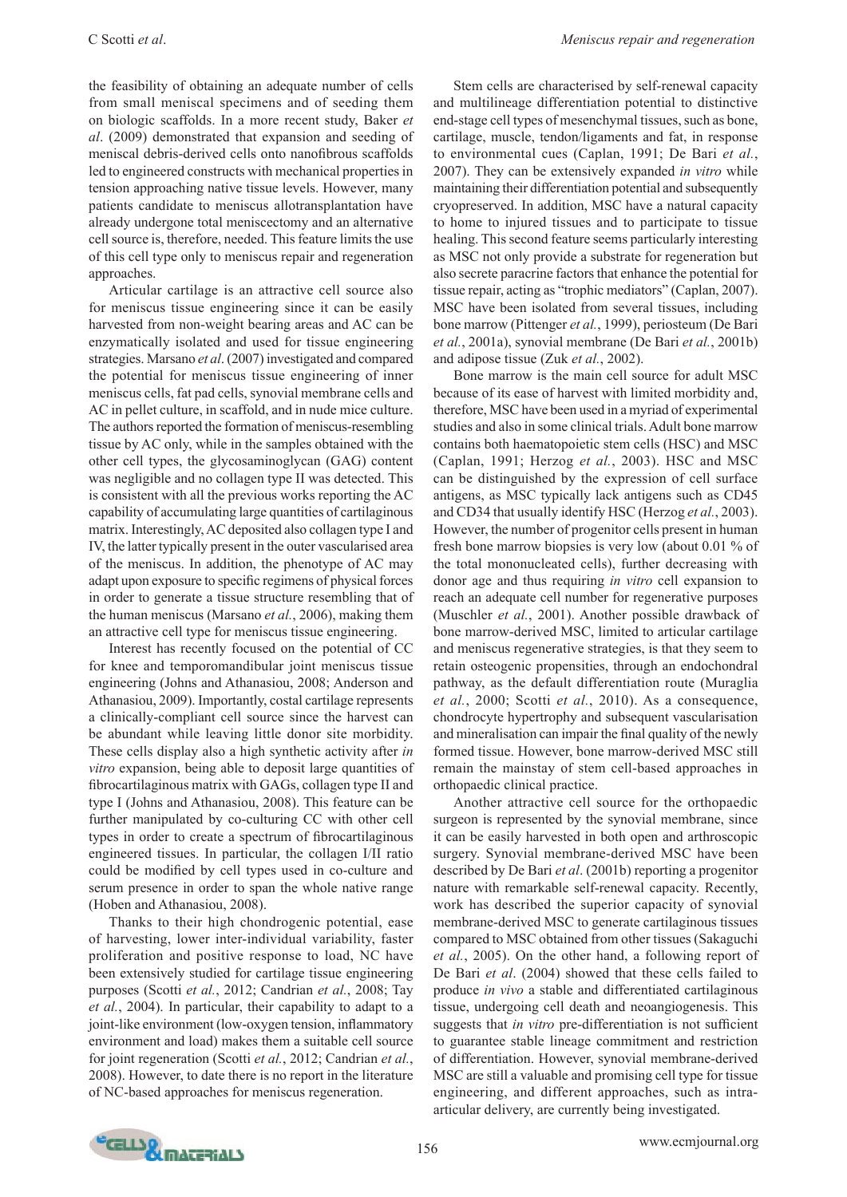the feasibility of obtaining an adequate number of cells from small meniscal specimens and of seeding them on biologic scaffolds. In a more recent study, Baker *et al*. (2009) demonstrated that expansion and seeding of meniscal debris-derived cells onto nanofibrous scaffolds led to engineered constructs with mechanical properties in tension approaching native tissue levels. However, many patients candidate to meniscus allotransplantation have already undergone total meniscectomy and an alternative cell source is, therefore, needed. This feature limits the use of this cell type only to meniscus repair and regeneration approaches.

Articular cartilage is an attractive cell source also for meniscus tissue engineering since it can be easily harvested from non-weight bearing areas and AC can be enzymatically isolated and used for tissue engineering strategies. Marsano *et al*. (2007) investigated and compared the potential for meniscus tissue engineering of inner meniscus cells, fat pad cells, synovial membrane cells and AC in pellet culture, in scaffold, and in nude mice culture. The authors reported the formation of meniscus-resembling tissue by AC only, while in the samples obtained with the other cell types, the glycosaminoglycan (GAG) content was negligible and no collagen type II was detected. This is consistent with all the previous works reporting the AC capability of accumulating large quantities of cartilaginous matrix. Interestingly, AC deposited also collagen type I and IV, the latter typically present in the outer vascularised area of the meniscus. In addition, the phenotype of AC may adapt upon exposure to specific regimens of physical forces in order to generate a tissue structure resembling that of the human meniscus (Marsano *et al.*, 2006), making them an attractive cell type for meniscus tissue engineering.

Interest has recently focused on the potential of CC for knee and temporomandibular joint meniscus tissue engineering (Johns and Athanasiou, 2008; Anderson and Athanasiou, 2009). Importantly, costal cartilage represents a clinically-compliant cell source since the harvest can be abundant while leaving little donor site morbidity. These cells display also a high synthetic activity after *in vitro* expansion, being able to deposit large quantities of fibrocartilaginous matrix with GAGs, collagen type II and type I (Johns and Athanasiou, 2008). This feature can be further manipulated by co-culturing CC with other cell types in order to create a spectrum of fibrocartilaginous engineered tissues. In particular, the collagen I/II ratio could be modified by cell types used in co-culture and serum presence in order to span the whole native range (Hoben and Athanasiou, 2008).

Thanks to their high chondrogenic potential, ease of harvesting, lower inter-individual variability, faster proliferation and positive response to load, NC have been extensively studied for cartilage tissue engineering purposes (Scotti *et al.*, 2012; Candrian *et al.*, 2008; Tay *et al.*, 2004). In particular, their capability to adapt to a joint-like environment (low-oxygen tension, inflammatory environment and load) makes them a suitable cell source for joint regeneration (Scotti *et al.*, 2012; Candrian *et al.*, 2008). However, to date there is no report in the literature of NC-based approaches for meniscus regeneration.

Stem cells are characterised by self-renewal capacity and multilineage differentiation potential to distinctive end-stage cell types of mesenchymal tissues, such as bone, cartilage, muscle, tendon/ligaments and fat, in response to environmental cues (Caplan, 1991; De Bari *et al.*, 2007). They can be extensively expanded *in vitro* while maintaining their differentiation potential and subsequently cryopreserved. In addition, MSC have a natural capacity to home to injured tissues and to participate to tissue healing. This second feature seems particularly interesting as MSC not only provide a substrate for regeneration but also secrete paracrine factors that enhance the potential for tissue repair, acting as "trophic mediators" (Caplan, 2007). MSC have been isolated from several tissues, including bone marrow (Pittenger *et al.*, 1999), periosteum (De Bari *et al.*, 2001a), synovial membrane (De Bari *et al.*, 2001b) and adipose tissue (Zuk *et al.*, 2002).

Bone marrow is the main cell source for adult MSC because of its ease of harvest with limited morbidity and, therefore, MSC have been used in a myriad of experimental studies and also in some clinical trials. Adult bone marrow contains both haematopoietic stem cells (HSC) and MSC (Caplan, 1991; Herzog *et al.*, 2003). HSC and MSC can be distinguished by the expression of cell surface antigens, as MSC typically lack antigens such as CD45 and CD34 that usually identify HSC (Herzog *et al.*, 2003). However, the number of progenitor cells present in human fresh bone marrow biopsies is very low (about 0.01 % of the total mononucleated cells), further decreasing with donor age and thus requiring *in vitro* cell expansion to reach an adequate cell number for regenerative purposes (Muschler *et al.*, 2001). Another possible drawback of bone marrow-derived MSC, limited to articular cartilage and meniscus regenerative strategies, is that they seem to retain osteogenic propensities, through an endochondral pathway, as the default differentiation route (Muraglia *et al.*, 2000; Scotti *et al.*, 2010). As a consequence, chondrocyte hypertrophy and subsequent vascularisation and mineralisation can impair the final quality of the newly formed tissue. However, bone marrow-derived MSC still remain the mainstay of stem cell-based approaches in orthopaedic clinical practice.

Another attractive cell source for the orthopaedic surgeon is represented by the synovial membrane, since it can be easily harvested in both open and arthroscopic surgery. Synovial membrane-derived MSC have been described by De Bari *et al*. (2001b) reporting a progenitor nature with remarkable self-renewal capacity. Recently, work has described the superior capacity of synovial membrane-derived MSC to generate cartilaginous tissues compared to MSC obtained from other tissues (Sakaguchi *et al.*, 2005). On the other hand, a following report of De Bari *et al*. (2004) showed that these cells failed to produce *in vivo* a stable and differentiated cartilaginous tissue, undergoing cell death and neoangiogenesis. This suggests that *in vitro* pre-differentiation is not sufficient to guarantee stable lineage commitment and restriction of differentiation. However, synovial membrane-derived MSC are still a valuable and promising cell type for tissue engineering, and different approaches, such as intra-articular delivery, are currently being investigated.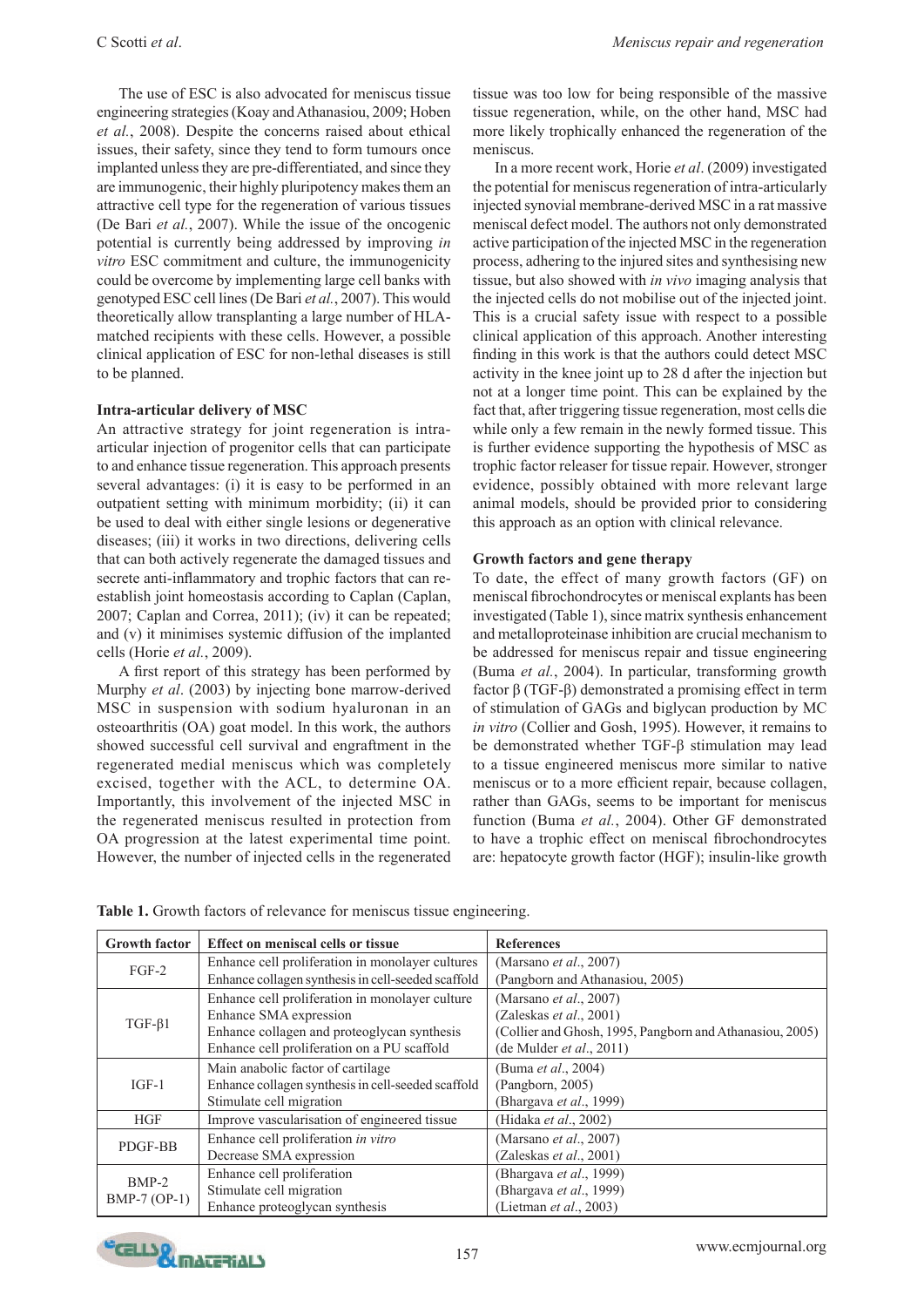The use of ESC is also advocated for meniscus tissue engineering strategies (Koay and Athanasiou, 2009; Hoben *et al.*, 2008). Despite the concerns raised about ethical issues, their safety, since they tend to form tumours once implanted unless they are pre-differentiated, and since they are immunogenic, their highly pluripotency makes them an attractive cell type for the regeneration of various tissues (De Bari *et al.*, 2007). While the issue of the oncogenic potential is currently being addressed by improving *in vitro* ESC commitment and culture, the immunogenicity could be overcome by implementing large cell banks with genotyped ESC cell lines (De Bari *et al.*, 2007). This would theoretically allow transplanting a large number of HLA-matched recipients with these cells. However, a possible clinical application of ESC for non-lethal diseases is still to be planned.

**Intra-articular delivery of MSC**

An attractive strategy for joint regeneration is intra-articular injection of progenitor cells that can participate to and enhance tissue regeneration. This approach presents several advantages: (i) it is easy to be performed in an outpatient setting with minimum morbidity; (ii) it can be used to deal with either single lesions or degenerative diseases; (iii) it works in two directions, delivering cells that can both actively regenerate the damaged tissues and secrete anti-inflammatory and trophic factors that can re-establish joint homeostasis according to Caplan (Caplan, 2007; Caplan and Correa, 2011); (iv) it can be repeated; and (v) it minimises systemic diffusion of the implanted cells (Horie *et al.*, 2009).

A first report of this strategy has been performed by Murphy *et al*. (2003) by injecting bone marrow-derived MSC in suspension with sodium hyaluronan in an osteoarthritis (OA) goat model. In this work, the authors showed successful cell survival and engraftment in the regenerated medial meniscus which was completely excised, together with the ACL, to determine OA. Importantly, this involvement of the injected MSC in the regenerated meniscus resulted in protection from OA progression at the latest experimental time point. However, the number of injected cells in the regenerated tissue was too low for being responsible of the massive tissue regeneration, while, on the other hand, MSC had more likely trophically enhanced the regeneration of the meniscus.

In a more recent work, Horie *et al*. (2009) investigated the potential for meniscus regeneration of intra-articularly injected synovial membrane-derived MSC in a rat massive meniscal defect model. The authors not only demonstrated active participation of the injected MSC in the regeneration process, adhering to the injured sites and synthesising new tissue, but also showed with *in vivo* imaging analysis that the injected cells do not mobilise out of the injected joint. This is a crucial safety issue with respect to a possible clinical application of this approach. Another interesting finding in this work is that the authors could detect MSC activity in the knee joint up to 28 d after the injection but not at a longer time point. This can be explained by the fact that, after triggering tissue regeneration, most cells die while only a few remain in the newly formed tissue. This is further evidence supporting the hypothesis of MSC as trophic factor releaser for tissue repair. However, stronger evidence, possibly obtained with more relevant large animal models, should be provided prior to considering this approach as an option with clinical relevance.

**Growth factors and gene therapy**

To date, the effect of many growth factors (GF) on meniscal fibrochondrocytes or meniscal explants has been investigated (Table 1), since matrix synthesis enhancement and metalloproteinase inhibition are crucial mechanism to be addressed for meniscus repair and tissue engineering (Buma *et al.*, 2004). In particular, transforming growth factor β (TGF-β) demonstrated a promising effect in term of stimulation of GAGs and biglycan production by MC *in vitro* (Collier and Gosh, 1995). However, it remains to be demonstrated whether TGF-β stimulation may lead to a tissue engineered meniscus more similar to native meniscus or to a more efficient repair, because collagen, rather than GAGs, seems to be important for meniscus function (Buma *et al.*, 2004). Other GF demonstrated to have a trophic effect on meniscal fibrochondrocytes are: hepatocyte growth factor (HGF); insulin-like growth

**Table 1.** Growth factors of relevance for meniscus tissue engineering.

| Growth factor | Effect on meniscal cells or tissue | References |
|---|---|---|
| FGF-2 | Enhance cell proliferation in monolayer cultures<br>Enhance collagen synthesis in cell-seeded scaffold | (Marsano *et al*., 2007)<br>(Pangborn and Athanasiou, 2005) |
| TGF-β1 | Enhance cell proliferation in monolayer culture<br>Enhance SMA expression<br>Enhance collagen and proteoglycan synthesis<br>Enhance cell proliferation on a PU scaffold | (Marsano *et al*., 2007)<br>(Zaleskas *et al*., 2001)<br>(Collier and Ghosh, 1995, Pangborn and Athanasiou, 2005)<br>(de Mulder *et al*., 2011) |
| IGF-1 | Main anabolic factor of cartilage<br>Enhance collagen synthesis in cell-seeded scaffold<br>Stimulate cell migration | (Buma *et al*., 2004)<br>(Pangborn, 2005)<br>(Bhargava *et al*., 1999) |
| HGF | Improve vascularisation of engineered tissue | (Hidaka *et al*., 2002) |
| PDGF-BB | Enhance cell proliferation *in vitro*<br>Decrease SMA expression | (Marsano *et al*., 2007)<br>(Zaleskas *et al*., 2001) |
| BMP-2<br>BMP-7 (OP-1) | Enhance cell proliferation<br>Stimulate cell migration<br>Enhance proteoglycan synthesis | (Bhargava *et al*., 1999)<br>(Bhargava *et al*., 1999)<br>(Lietman *et al*., 2003) |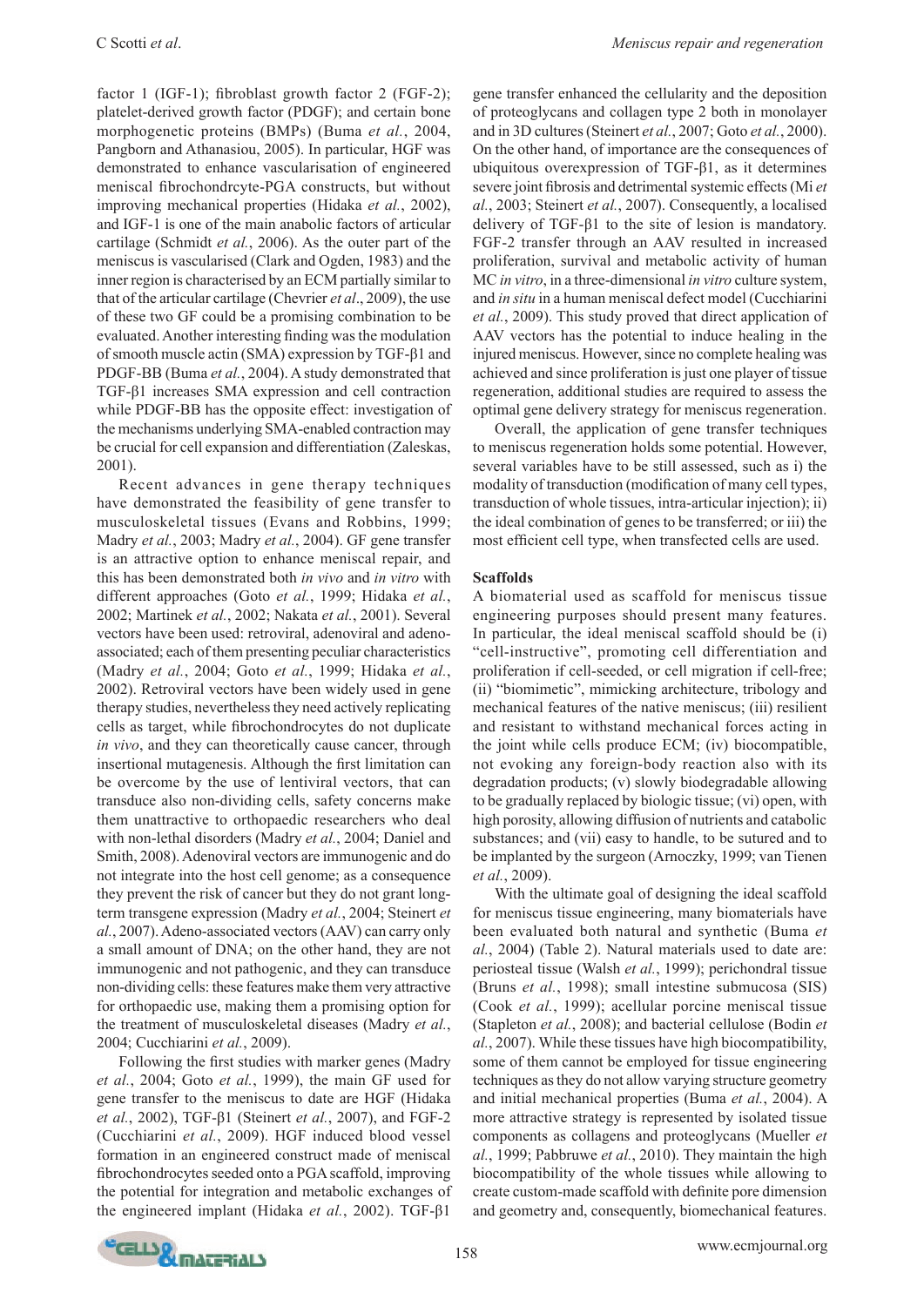factor 1 (IGF-1); fibroblast growth factor 2 (FGF-2); platelet-derived growth factor (PDGF); and certain bone morphogenetic proteins (BMPs) (Buma *et al.*, 2004, Pangborn and Athanasiou, 2005). In particular, HGF was demonstrated to enhance vascularisation of engineered meniscal fibrochondrcyte-PGA constructs, but without improving mechanical properties (Hidaka *et al.*, 2002), and IGF-1 is one of the main anabolic factors of articular cartilage (Schmidt *et al.*, 2006). As the outer part of the meniscus is vascularised (Clark and Ogden, 1983) and the inner region is characterised by an ECM partially similar to that of the articular cartilage (Chevrier *et al*., 2009), the use of these two GF could be a promising combination to be evaluated. Another interesting finding was the modulation of smooth muscle actin (SMA) expression by TGF-β1 and PDGF-BB (Buma *et al.*, 2004). A study demonstrated that TGF-β1 increases SMA expression and cell contraction while PDGF-BB has the opposite effect: investigation of the mechanisms underlying SMA-enabled contraction may be crucial for cell expansion and differentiation (Zaleskas, 2001).

Recent advances in gene therapy techniques have demonstrated the feasibility of gene transfer to musculoskeletal tissues (Evans and Robbins, 1999; Madry *et al.*, 2003; Madry *et al.*, 2004). GF gene transfer is an attractive option to enhance meniscal repair, and this has been demonstrated both *in vivo* and *in vitro* with different approaches (Goto *et al.*, 1999; Hidaka *et al.*, 2002; Martinek *et al.*, 2002; Nakata *et al.*, 2001). Several vectors have been used: retroviral, adenoviral and adeno-associated; each of them presenting peculiar characteristics (Madry *et al.*, 2004; Goto *et al.*, 1999; Hidaka *et al.*, 2002). Retroviral vectors have been widely used in gene therapy studies, nevertheless they need actively replicating cells as target, while fibrochondrocytes do not duplicate *in vivo*, and they can theoretically cause cancer, through insertional mutagenesis. Although the first limitation can be overcome by the use of lentiviral vectors, that can transduce also non-dividing cells, safety concerns make them unattractive to orthopaedic researchers who deal with non-lethal disorders (Madry *et al.*, 2004; Daniel and Smith, 2008). Adenoviral vectors are immunogenic and do not integrate into the host cell genome; as a consequence they prevent the risk of cancer but they do not grant long-term transgene expression (Madry *et al.*, 2004; Steinert *et al.*, 2007). Adeno-associated vectors (AAV) can carry only a small amount of DNA; on the other hand, they are not immunogenic and not pathogenic, and they can transduce non-dividing cells: these features make them very attractive for orthopaedic use, making them a promising option for the treatment of musculoskeletal diseases (Madry *et al.*, 2004; Cucchiarini *et al.*, 2009).

Following the first studies with marker genes (Madry *et al.*, 2004; Goto *et al.*, 1999), the main GF used for gene transfer to the meniscus to date are HGF (Hidaka *et al.*, 2002), TGF-β1 (Steinert *et al.*, 2007), and FGF-2 (Cucchiarini *et al.*, 2009). HGF induced blood vessel formation in an engineered construct made of meniscal fibrochondrocytes seeded onto a PGA scaffold, improving the potential for integration and metabolic exchanges of the engineered implant (Hidaka *et al.*, 2002). TGF-β1 gene transfer enhanced the cellularity and the deposition of proteoglycans and collagen type 2 both in monolayer and in 3D cultures (Steinert *et al.*, 2007; Goto *et al.*, 2000). On the other hand, of importance are the consequences of ubiquitous overexpression of TGF-β1, as it determines severe joint fibrosis and detrimental systemic effects (Mi *et al.*, 2003; Steinert *et al.*, 2007). Consequently, a localised delivery of TGF-β1 to the site of lesion is mandatory. FGF-2 transfer through an AAV resulted in increased proliferation, survival and metabolic activity of human MC *in vitro*, in a three-dimensional *in vitro* culture system, and *in situ* in a human meniscal defect model (Cucchiarini *et al.*, 2009). This study proved that direct application of AAV vectors has the potential to induce healing in the injured meniscus. However, since no complete healing was achieved and since proliferation is just one player of tissue regeneration, additional studies are required to assess the optimal gene delivery strategy for meniscus regeneration.

Overall, the application of gene transfer techniques to meniscus regeneration holds some potential. However, several variables have to be still assessed, such as i) the modality of transduction (modification of many cell types, transduction of whole tissues, intra-articular injection); ii) the ideal combination of genes to be transferred; or iii) the most efficient cell type, when transfected cells are used.

**Scaffolds**

A biomaterial used as scaffold for meniscus tissue engineering purposes should present many features. In particular, the ideal meniscal scaffold should be (i) "cell-instructive", promoting cell differentiation and proliferation if cell-seeded, or cell migration if cell-free; (ii) "biomimetic", mimicking architecture, tribology and mechanical features of the native meniscus; (iii) resilient and resistant to withstand mechanical forces acting in the joint while cells produce ECM; (iv) biocompatible, not evoking any foreign-body reaction also with its degradation products; (v) slowly biodegradable allowing to be gradually replaced by biologic tissue; (vi) open, with high porosity, allowing diffusion of nutrients and catabolic substances; and (vii) easy to handle, to be sutured and to be implanted by the surgeon (Arnoczky, 1999; van Tienen *et al.*, 2009).

With the ultimate goal of designing the ideal scaffold for meniscus tissue engineering, many biomaterials have been evaluated both natural and synthetic (Buma *et al.*, 2004) (Table 2). Natural materials used to date are: periosteal tissue (Walsh *et al.*, 1999); perichondral tissue (Bruns *et al.*, 1998); small intestine submucosa (SIS) (Cook *et al.*, 1999); acellular porcine meniscal tissue (Stapleton *et al.*, 2008); and bacterial cellulose (Bodin *et al.*, 2007). While these tissues have high biocompatibility, some of them cannot be employed for tissue engineering techniques as they do not allow varying structure geometry and initial mechanical properties (Buma *et al.*, 2004). A more attractive strategy is represented by isolated tissue components as collagens and proteoglycans (Mueller *et al.*, 1999; Pabbruwe *et al.*, 2010). They maintain the high biocompatibility of the whole tissues while allowing to create custom-made scaffold with definite pore dimension and geometry and, consequently, biomechanical features.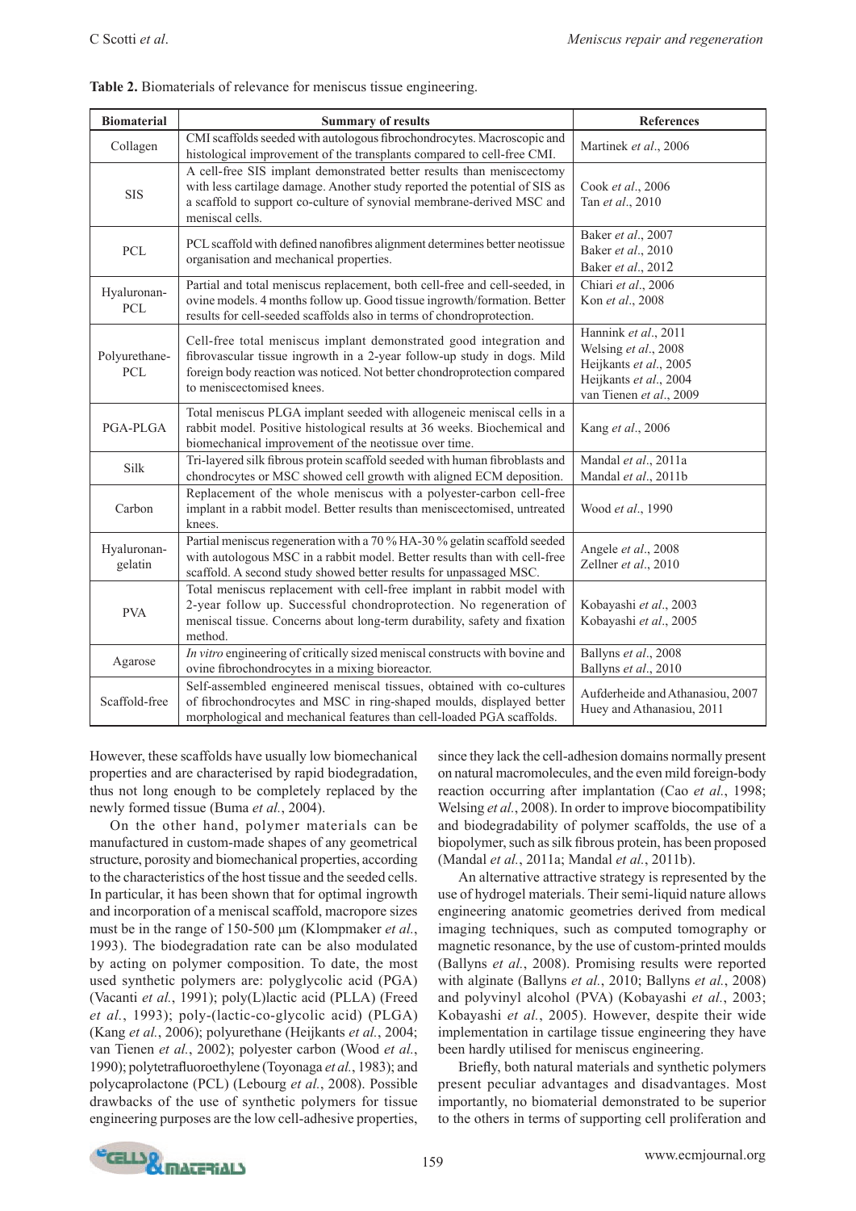**Table 2.** Biomaterials of relevance for meniscus tissue engineering.

| Biomaterial | Summary of results | References |
|---|---|---|
| Collagen | CMI scaffolds seeded with autologous fibrochondrocytes. Macroscopic and histological improvement of the transplants compared to cell-free CMI. | Martinek *et al*., 2006 |
| SIS | A cell-free SIS implant demonstrated better results than meniscectomy with less cartilage damage. Another study reported the potential of SIS as a scaffold to support co-culture of synovial membrane-derived MSC and meniscal cells. | Cook *et al*., 2006<br>Tan *et al*., 2010 |
| PCL | PCL scaffold with defined nanofibres alignment determines better neotissue organisation and mechanical properties. | Baker *et al*., 2007<br>Baker *et al*., 2010<br>Baker *et al*., 2012 |
| Hyaluronan-PCL | Partial and total meniscus replacement, both cell-free and cell-seeded, in ovine models. 4 months follow up. Good tissue ingrowth/formation. Better results for cell-seeded scaffolds also in terms of chondroprotection. | Chiari *et al*., 2006<br>Kon *et al*., 2008 |
| Polyurethane-PCL | Cell-free total meniscus implant demonstrated good integration and fibrovascular tissue ingrowth in a 2-year follow-up study in dogs. Mild foreign body reaction was noticed. Not better chondroprotection compared to meniscectomised knees. | Hannink *et al*., 2011<br>Welsing *et al*., 2008<br>Heijkants *et al*., 2005<br>Heijkants *et al*., 2004<br>van Tienen *et al*., 2009 |
| PGA-PLGA | Total meniscus PLGA implant seeded with allogeneic meniscal cells in a rabbit model. Positive histological results at 36 weeks. Biochemical and biomechanical improvement of the neotissue over time. | Kang *et al*., 2006 |
| Silk | Tri-layered silk fibrous protein scaffold seeded with human fibroblasts and chondrocytes or MSC showed cell growth with aligned ECM deposition. | Mandal *et al*., 2011a<br>Mandal *et al*., 2011b |
| Carbon | Replacement of the whole meniscus with a polyester-carbon cell-free implant in a rabbit model. Better results than meniscectomised, untreated knees. | Wood *et al*., 1990 |
| Hyaluronan-gelatin | Partial meniscus regeneration with a 70 % HA-30 % gelatin scaffold seeded with autologous MSC in a rabbit model. Better results than with cell-free scaffold. A second study showed better results for unpassaged MSC. | Angele *et al*., 2008<br>Zellner *et al*., 2010 |
| PVA | Total meniscus replacement with cell-free implant in rabbit model with 2-year follow up. Successful chondroprotection. No regeneration of meniscal tissue. Concerns about long-term durability, safety and fixation method. | Kobayashi *et al*., 2003<br>Kobayashi *et al*., 2005 |
| Agarose | *In vitro* engineering of critically sized meniscal constructs with bovine and ovine fibrochondrocytes in a mixing bioreactor. | Ballyns *et al*., 2008<br>Ballyns *et al*., 2010 |
| Scaffold-free | Self-assembled engineered meniscal tissues, obtained with co-cultures of fibrochondrocytes and MSC in ring-shaped moulds, displayed better morphological and mechanical features than cell-loaded PGA scaffolds. | Aufderheide and Athanasiou, 2007<br>Huey and Athanasiou, 2011 |

However, these scaffolds have usually low biomechanical properties and are characterised by rapid biodegradation, thus not long enough to be completely replaced by the newly formed tissue (Buma *et al.*, 2004).

On the other hand, polymer materials can be manufactured in custom-made shapes of any geometrical structure, porosity and biomechanical properties, according to the characteristics of the host tissue and the seeded cells. In particular, it has been shown that for optimal ingrowth and incorporation of a meniscal scaffold, macropore sizes must be in the range of 150-500 µm (Klompmaker *et al.*, 1993). The biodegradation rate can be also modulated by acting on polymer composition. To date, the most used synthetic polymers are: polyglycolic acid (PGA) (Vacanti *et al.*, 1991); poly(L)lactic acid (PLLA) (Freed *et al.*, 1993); poly-(lactic-co-glycolic acid) (PLGA) (Kang *et al.*, 2006); polyurethane (Heijkants *et al.*, 2004; van Tienen *et al.*, 2002); polyester carbon (Wood *et al.*, 1990); polytetrafluoroethylene (Toyonaga *et al.*, 1983); and polycaprolactone (PCL) (Lebourg *et al.*, 2008). Possible drawbacks of the use of synthetic polymers for tissue engineering purposes are the low cell-adhesive properties, since they lack the cell-adhesion domains normally present on natural macromolecules, and the even mild foreign-body reaction occurring after implantation (Cao *et al.*, 1998; Welsing *et al.*, 2008). In order to improve biocompatibility and biodegradability of polymer scaffolds, the use of a biopolymer, such as silk fibrous protein, has been proposed (Mandal *et al.*, 2011a; Mandal *et al.*, 2011b).

An alternative attractive strategy is represented by the use of hydrogel materials. Their semi-liquid nature allows engineering anatomic geometries derived from medical imaging techniques, such as computed tomography or magnetic resonance, by the use of custom-printed moulds (Ballyns *et al.*, 2008). Promising results were reported with alginate (Ballyns *et al.*, 2010; Ballyns *et al.*, 2008) and polyvinyl alcohol (PVA) (Kobayashi *et al.*, 2003; Kobayashi *et al.*, 2005). However, despite their wide implementation in cartilage tissue engineering they have been hardly utilised for meniscus engineering.

Briefly, both natural materials and synthetic polymers present peculiar advantages and disadvantages. Most importantly, no biomaterial demonstrated to be superior to the others in terms of supporting cell proliferation and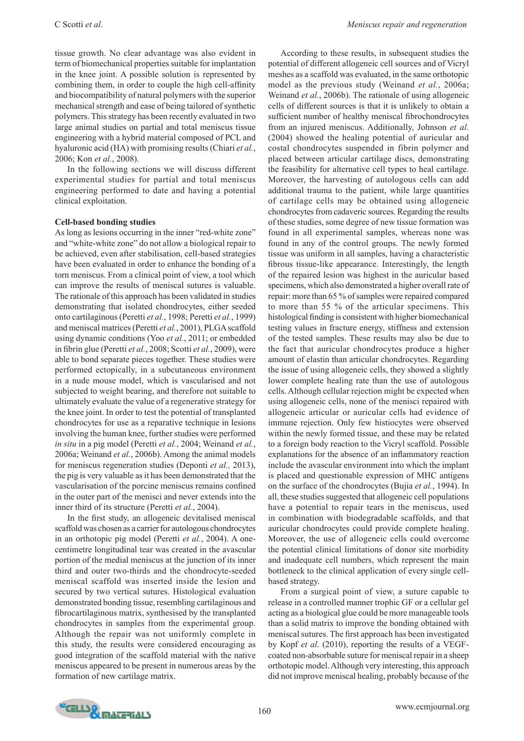tissue growth. No clear advantage was also evident in term of biomechanical properties suitable for implantation in the knee joint. A possible solution is represented by combining them, in order to couple the high cell-affinity and biocompatibility of natural polymers with the superior mechanical strength and ease of being tailored of synthetic polymers. This strategy has been recently evaluated in two large animal studies on partial and total meniscus tissue engineering with a hybrid material composed of PCL and hyaluronic acid (HA) with promising results (Chiari *et al.*, 2006; Kon *et al.*, 2008).

In the following sections we will discuss different experimental studies for partial and total meniscus engineering performed to date and having a potential clinical exploitation.

**Cell-based bonding studies**

As long as lesions occurring in the inner "red-white zone" and "white-white zone" do not allow a biological repair to be achieved, even after stabilisation, cell-based strategies have been evaluated in order to enhance the bonding of a torn meniscus. From a clinical point of view, a tool which can improve the results of meniscal sutures is valuable. The rationale of this approach has been validated in studies demonstrating that isolated chondrocytes, either seeded onto cartilaginous (Peretti *et al.*, 1998; Peretti *et al.*, 1999) and meniscal matrices (Peretti *et al.*, 2001), PLGA scaffold using dynamic conditions (Yoo *et al.*, 2011; or embedded in fibrin glue (Peretti *et al.*, 2008; Scotti *et al.*, 2009), were able to bond separate pieces together. These studies were performed ectopically, in a subcutaneous environment in a nude mouse model, which is vascularised and not subjected to weight bearing, and therefore not suitable to ultimately evaluate the value of a regenerative strategy for the knee joint. In order to test the potential of transplanted chondrocytes for use as a reparative technique in lesions involving the human knee, further studies were performed *in situ* in a pig model (Peretti *et al.*, 2004; Weinand *et al.*, 2006a; Weinand *et al.*, 2006b). Among the animal models for meniscus regeneration studies (Deponti *et al.,* 2013), the pig is very valuable as it has been demonstrated that the vascularisation of the porcine meniscus remains confined in the outer part of the menisci and never extends into the inner third of its structure (Peretti *et al.*, 2004).

In the first study, an allogeneic devitalised meniscal scaffold was chosen as a carrier for autologous chondrocytes in an orthotopic pig model (Peretti *et al.*, 2004). A one-centimetre longitudinal tear was created in the avascular portion of the medial meniscus at the junction of its inner third and outer two-thirds and the chondrocyte-seeded meniscal scaffold was inserted inside the lesion and secured by two vertical sutures. Histological evaluation demonstrated bonding tissue, resembling cartilaginous and fibrocartilaginous matrix, synthesised by the transplanted chondrocytes in samples from the experimental group. Although the repair was not uniformly complete in this study, the results were considered encouraging as good integration of the scaffold material with the native meniscus appeared to be present in numerous areas by the formation of new cartilage matrix.

According to these results, in subsequent studies the potential of different allogeneic cell sources and of Vicryl meshes as a scaffold was evaluated, in the same orthotopic model as the previous study (Weinand *et al.*, 2006a; Weinand *et al.*, 2006b). The rationale of using allogeneic cells of different sources is that it is unlikely to obtain a sufficient number of healthy meniscal fibrochondrocytes from an injured meniscus. Additionally, Johnson *et al*. (2004) showed the healing potential of auricular and costal chondrocytes suspended in fibrin polymer and placed between articular cartilage discs, demonstrating the feasibility for alternative cell types to heal cartilage. Moreover, the harvesting of autologous cells can add additional trauma to the patient, while large quantities of cartilage cells may be obtained using allogeneic chondrocytes from cadaveric sources. Regarding the results of these studies, some degree of new tissue formation was found in all experimental samples, whereas none was found in any of the control groups. The newly formed tissue was uniform in all samples, having a characteristic fibrous tissue-like appearance. Interestingly, the length of the repaired lesion was highest in the auricular based specimens, which also demonstrated a higher overall rate of repair: more than 65 % of samples were repaired compared to more than 55 % of the articular specimens. This histological finding is consistent with higher biomechanical testing values in fracture energy, stiffness and extension of the tested samples. These results may also be due to the fact that auricular chondrocytes produce a higher amount of elastin than articular chondrocytes. Regarding the issue of using allogeneic cells, they showed a slightly lower complete healing rate than the use of autologous cells. Although cellular rejection might be expected when using allogeneic cells, none of the menisci repaired with allogeneic articular or auricular cells had evidence of immune rejection. Only few histiocytes were observed within the newly formed tissue, and these may be related to a foreign body reaction to the Vicryl scaffold. Possible explanations for the absence of an inflammatory reaction include the avascular environment into which the implant is placed and questionable expression of MHC antigens on the surface of the chondrocytes (Bujia *et al.*, 1994). In all, these studies suggested that allogeneic cell populations have a potential to repair tears in the meniscus, used in combination with biodegradable scaffolds, and that auricular chondrocytes could provide complete healing. Moreover, the use of allogeneic cells could overcome the potential clinical limitations of donor site morbidity and inadequate cell numbers, which represent the main bottleneck to the clinical application of every single cell-based strategy.

From a surgical point of view, a suture capable to release in a controlled manner trophic GF or a cellular gel acting as a biological glue could be more manageable tools than a solid matrix to improve the bonding obtained with meniscal sutures. The first approach has been investigated by Kopf *et al*. (2010), reporting the results of a VEGF-coated non-absorbable suture for meniscal repair in a sheep orthotopic model. Although very interesting, this approach did not improve meniscal healing, probably because of the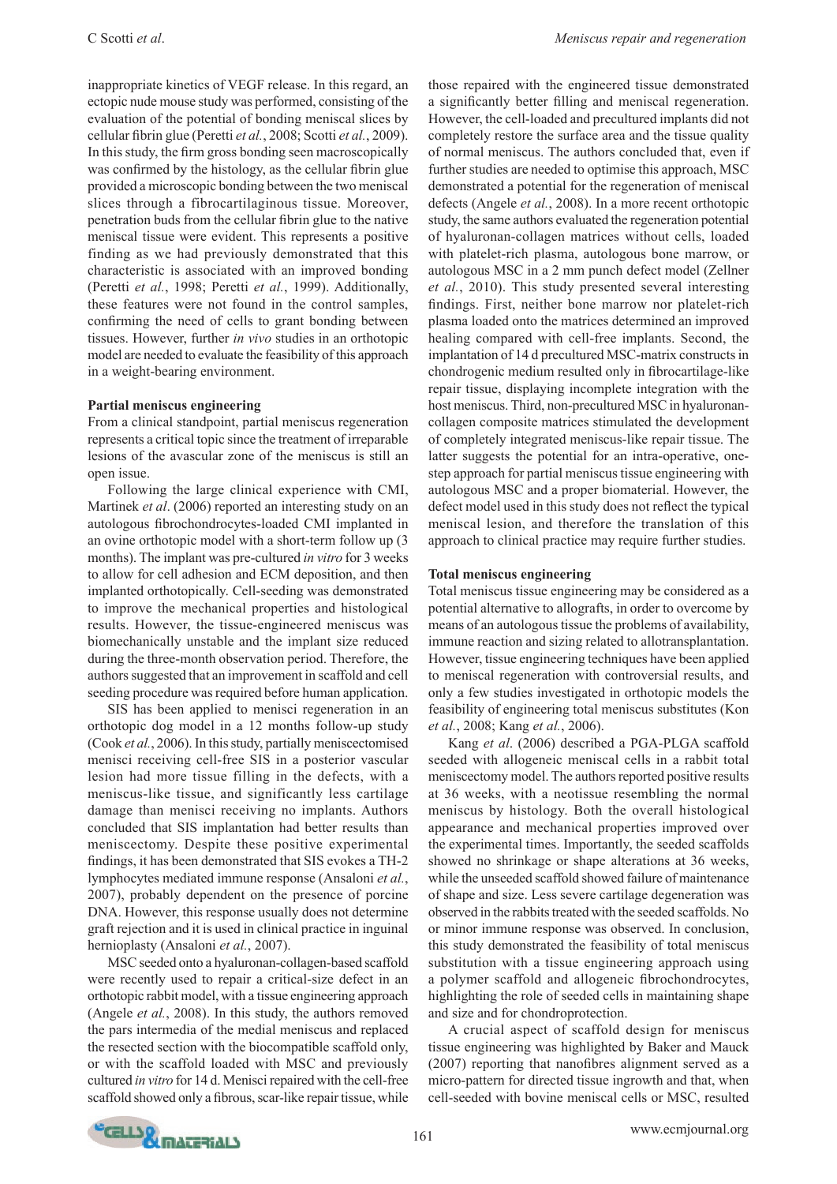inappropriate kinetics of VEGF release. In this regard, an ectopic nude mouse study was performed, consisting of the evaluation of the potential of bonding meniscal slices by cellular fibrin glue (Peretti *et al.*, 2008; Scotti *et al.*, 2009). In this study, the firm gross bonding seen macroscopically was confirmed by the histology, as the cellular fibrin glue provided a microscopic bonding between the two meniscal slices through a fibrocartilaginous tissue. Moreover, penetration buds from the cellular fibrin glue to the native meniscal tissue were evident. This represents a positive finding as we had previously demonstrated that this characteristic is associated with an improved bonding (Peretti *et al.*, 1998; Peretti *et al.*, 1999). Additionally, these features were not found in the control samples, confirming the need of cells to grant bonding between tissues. However, further *in vivo* studies in an orthotopic model are needed to evaluate the feasibility of this approach in a weight-bearing environment.

**Partial meniscus engineering**

From a clinical standpoint, partial meniscus regeneration represents a critical topic since the treatment of irreparable lesions of the avascular zone of the meniscus is still an open issue.

Following the large clinical experience with CMI, Martinek *et al*. (2006) reported an interesting study on an autologous fibrochondrocytes-loaded CMI implanted in an ovine orthotopic model with a short-term follow up (3 months). The implant was pre-cultured *in vitro* for 3 weeks to allow for cell adhesion and ECM deposition, and then implanted orthotopically. Cell-seeding was demonstrated to improve the mechanical properties and histological results. However, the tissue-engineered meniscus was biomechanically unstable and the implant size reduced during the three-month observation period. Therefore, the authors suggested that an improvement in scaffold and cell seeding procedure was required before human application.

SIS has been applied to menisci regeneration in an orthotopic dog model in a 12 months follow-up study (Cook *et al.*, 2006). In this study, partially meniscectomised menisci receiving cell-free SIS in a posterior vascular lesion had more tissue filling in the defects, with a meniscus-like tissue, and significantly less cartilage damage than menisci receiving no implants. Authors concluded that SIS implantation had better results than meniscectomy. Despite these positive experimental findings, it has been demonstrated that SIS evokes a TH-2 lymphocytes mediated immune response (Ansaloni *et al.*, 2007), probably dependent on the presence of porcine DNA. However, this response usually does not determine graft rejection and it is used in clinical practice in inguinal hernioplasty (Ansaloni *et al.*, 2007).

MSC seeded onto a hyaluronan-collagen-based scaffold were recently used to repair a critical-size defect in an orthotopic rabbit model, with a tissue engineering approach (Angele *et al.*, 2008). In this study, the authors removed the pars intermedia of the medial meniscus and replaced the resected section with the biocompatible scaffold only, or with the scaffold loaded with MSC and previously cultured *in vitro* for 14 d. Menisci repaired with the cell-free scaffold showed only a fibrous, scar-like repair tissue, while those repaired with the engineered tissue demonstrated a significantly better filling and meniscal regeneration. However, the cell-loaded and precultured implants did not completely restore the surface area and the tissue quality of normal meniscus. The authors concluded that, even if further studies are needed to optimise this approach, MSC demonstrated a potential for the regeneration of meniscal defects (Angele *et al.*, 2008). In a more recent orthotopic study, the same authors evaluated the regeneration potential of hyaluronan-collagen matrices without cells, loaded with platelet-rich plasma, autologous bone marrow, or autologous MSC in a 2 mm punch defect model (Zellner *et al.*, 2010). This study presented several interesting findings. First, neither bone marrow nor platelet-rich plasma loaded onto the matrices determined an improved healing compared with cell-free implants. Second, the implantation of 14 d precultured MSC-matrix constructs in chondrogenic medium resulted only in fibrocartilage-like repair tissue, displaying incomplete integration with the host meniscus. Third, non-precultured MSC in hyaluronan-collagen composite matrices stimulated the development of completely integrated meniscus-like repair tissue. The latter suggests the potential for an intra-operative, one-step approach for partial meniscus tissue engineering with autologous MSC and a proper biomaterial. However, the defect model used in this study does not reflect the typical meniscal lesion, and therefore the translation of this approach to clinical practice may require further studies.

**Total meniscus engineering**

Total meniscus tissue engineering may be considered as a potential alternative to allografts, in order to overcome by means of an autologous tissue the problems of availability, immune reaction and sizing related to allotransplantation. However, tissue engineering techniques have been applied to meniscal regeneration with controversial results, and only a few studies investigated in orthotopic models the feasibility of engineering total meniscus substitutes (Kon *et al.*, 2008; Kang *et al.*, 2006).

Kang *et al*. (2006) described a PGA-PLGA scaffold seeded with allogeneic meniscal cells in a rabbit total meniscectomy model. The authors reported positive results at 36 weeks, with a neotissue resembling the normal meniscus by histology. Both the overall histological appearance and mechanical properties improved over the experimental times. Importantly, the seeded scaffolds showed no shrinkage or shape alterations at 36 weeks, while the unseeded scaffold showed failure of maintenance of shape and size. Less severe cartilage degeneration was observed in the rabbits treated with the seeded scaffolds. No or minor immune response was observed. In conclusion, this study demonstrated the feasibility of total meniscus substitution with a tissue engineering approach using a polymer scaffold and allogeneic fibrochondrocytes, highlighting the role of seeded cells in maintaining shape and size and for chondroprotection.

A crucial aspect of scaffold design for meniscus tissue engineering was highlighted by Baker and Mauck (2007) reporting that nanofibres alignment served as a micro-pattern for directed tissue ingrowth and that, when cell-seeded with bovine meniscal cells or MSC, resulted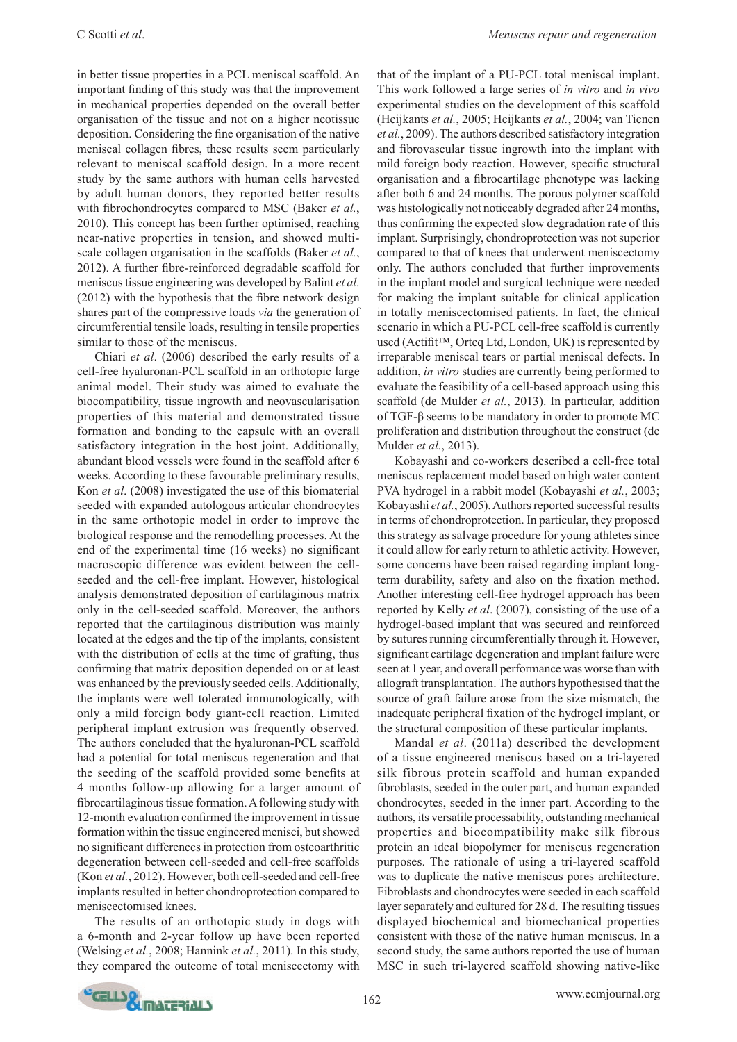in better tissue properties in a PCL meniscal scaffold. An important finding of this study was that the improvement in mechanical properties depended on the overall better organisation of the tissue and not on a higher neotissue deposition. Considering the fine organisation of the native meniscal collagen fibres, these results seem particularly relevant to meniscal scaffold design. In a more recent study by the same authors with human cells harvested by adult human donors, they reported better results with fibrochondrocytes compared to MSC (Baker *et al.*, 2010). This concept has been further optimised, reaching near-native properties in tension, and showed multi-scale collagen organisation in the scaffolds (Baker *et al.*, 2012). A further fibre-reinforced degradable scaffold for meniscus tissue engineering was developed by Balint *et al*. (2012) with the hypothesis that the fibre network design shares part of the compressive loads *via* the generation of circumferential tensile loads, resulting in tensile properties similar to those of the meniscus.

Chiari *et al*. (2006) described the early results of a cell-free hyaluronan-PCL scaffold in an orthotopic large animal model. Their study was aimed to evaluate the biocompatibility, tissue ingrowth and neovascularisation properties of this material and demonstrated tissue formation and bonding to the capsule with an overall satisfactory integration in the host joint. Additionally, abundant blood vessels were found in the scaffold after 6 weeks. According to these favourable preliminary results, Kon *et al*. (2008) investigated the use of this biomaterial seeded with expanded autologous articular chondrocytes in the same orthotopic model in order to improve the biological response and the remodelling processes. At the end of the experimental time (16 weeks) no significant macroscopic difference was evident between the cell-seeded and the cell-free implant. However, histological analysis demonstrated deposition of cartilaginous matrix only in the cell-seeded scaffold. Moreover, the authors reported that the cartilaginous distribution was mainly located at the edges and the tip of the implants, consistent with the distribution of cells at the time of grafting, thus confirming that matrix deposition depended on or at least was enhanced by the previously seeded cells. Additionally, the implants were well tolerated immunologically, with only a mild foreign body giant-cell reaction. Limited peripheral implant extrusion was frequently observed. The authors concluded that the hyaluronan-PCL scaffold had a potential for total meniscus regeneration and that the seeding of the scaffold provided some benefits at 4 months follow-up allowing for a larger amount of fibrocartilaginous tissue formation. A following study with 12-month evaluation confirmed the improvement in tissue formation within the tissue engineered menisci, but showed no significant differences in protection from osteoarthritic degeneration between cell-seeded and cell-free scaffolds (Kon *et al.*, 2012). However, both cell-seeded and cell-free implants resulted in better chondroprotection compared to meniscectomised knees.

The results of an orthotopic study in dogs with a 6-month and 2-year follow up have been reported (Welsing *et al.*, 2008; Hannink *et al.*, 2011). In this study, they compared the outcome of total meniscectomy with that of the implant of a PU-PCL total meniscal implant. This work followed a large series of *in vitro* and *in vivo* experimental studies on the development of this scaffold (Heijkants *et al.*, 2005; Heijkants *et al.*, 2004; van Tienen *et al.*, 2009). The authors described satisfactory integration and fibrovascular tissue ingrowth into the implant with mild foreign body reaction. However, specific structural organisation and a fibrocartilage phenotype was lacking after both 6 and 24 months. The porous polymer scaffold was histologically not noticeably degraded after 24 months, thus confirming the expected slow degradation rate of this implant. Surprisingly, chondroprotection was not superior compared to that of knees that underwent meniscectomy only. The authors concluded that further improvements in the implant model and surgical technique were needed for making the implant suitable for clinical application in totally meniscectomised patients. In fact, the clinical scenario in which a PU-PCL cell-free scaffold is currently used (Actifit™, Orteq Ltd, London, UK) is represented by irreparable meniscal tears or partial meniscal defects. In addition, *in vitro* studies are currently being performed to evaluate the feasibility of a cell-based approach using this scaffold (de Mulder *et al.*, 2013). In particular, addition of TGF-β seems to be mandatory in order to promote MC proliferation and distribution throughout the construct (de Mulder *et al.*, 2013).

Kobayashi and co-workers described a cell-free total meniscus replacement model based on high water content PVA hydrogel in a rabbit model (Kobayashi *et al.*, 2003; Kobayashi *et al.*, 2005). Authors reported successful results in terms of chondroprotection. In particular, they proposed this strategy as salvage procedure for young athletes since it could allow for early return to athletic activity. However, some concerns have been raised regarding implant long-term durability, safety and also on the fixation method. Another interesting cell-free hydrogel approach has been reported by Kelly *et al*. (2007), consisting of the use of a hydrogel-based implant that was secured and reinforced by sutures running circumferentially through it. However, significant cartilage degeneration and implant failure were seen at 1 year, and overall performance was worse than with allograft transplantation. The authors hypothesised that the source of graft failure arose from the size mismatch, the inadequate peripheral fixation of the hydrogel implant, or the structural composition of these particular implants.

Mandal *et al*. (2011a) described the development of a tissue engineered meniscus based on a tri-layered silk fibrous protein scaffold and human expanded fibroblasts, seeded in the outer part, and human expanded chondrocytes, seeded in the inner part. According to the authors, its versatile processability, outstanding mechanical properties and biocompatibility make silk fibrous protein an ideal biopolymer for meniscus regeneration purposes. The rationale of using a tri-layered scaffold was to duplicate the native meniscus pores architecture. Fibroblasts and chondrocytes were seeded in each scaffold layer separately and cultured for 28 d. The resulting tissues displayed biochemical and biomechanical properties consistent with those of the native human meniscus. In a second study, the same authors reported the use of human MSC in such tri-layered scaffold showing native-like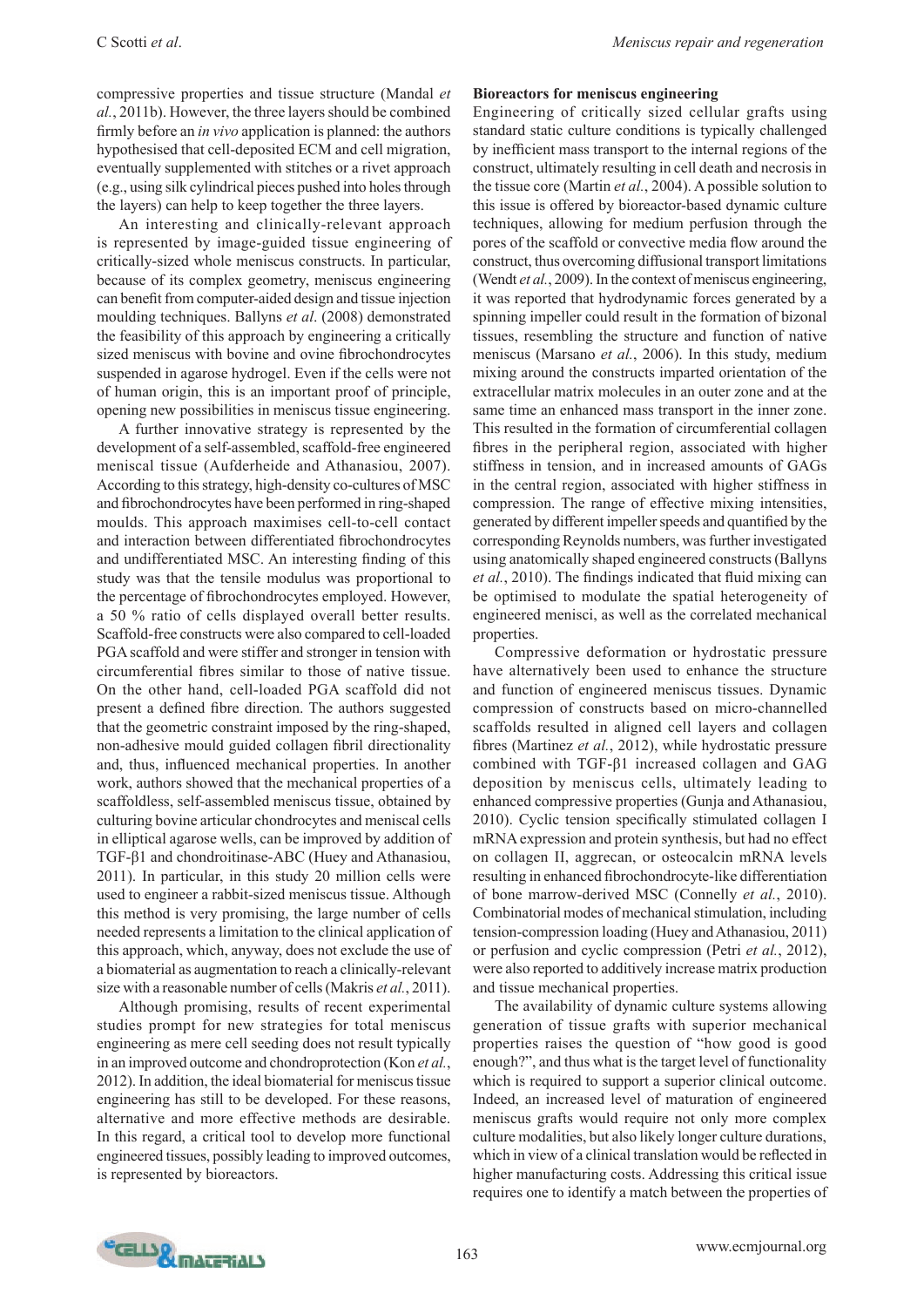compressive properties and tissue structure (Mandal *et al.*, 2011b). However, the three layers should be combined firmly before an *in vivo* application is planned: the authors hypothesised that cell-deposited ECM and cell migration, eventually supplemented with stitches or a rivet approach (e.g., using silk cylindrical pieces pushed into holes through the layers) can help to keep together the three layers.

An interesting and clinically-relevant approach is represented by image-guided tissue engineering of critically-sized whole meniscus constructs. In particular, because of its complex geometry, meniscus engineering can benefit from computer-aided design and tissue injection moulding techniques. Ballyns *et al*. (2008) demonstrated the feasibility of this approach by engineering a critically sized meniscus with bovine and ovine fibrochondrocytes suspended in agarose hydrogel. Even if the cells were not of human origin, this is an important proof of principle, opening new possibilities in meniscus tissue engineering.

A further innovative strategy is represented by the development of a self-assembled, scaffold-free engineered meniscal tissue (Aufderheide and Athanasiou, 2007). According to this strategy, high-density co-cultures of MSC and fibrochondrocytes have been performed in ring-shaped moulds. This approach maximises cell-to-cell contact and interaction between differentiated fibrochondrocytes and undifferentiated MSC. An interesting finding of this study was that the tensile modulus was proportional to the percentage of fibrochondrocytes employed. However, a 50 % ratio of cells displayed overall better results. Scaffold-free constructs were also compared to cell-loaded PGA scaffold and were stiffer and stronger in tension with circumferential fibres similar to those of native tissue. On the other hand, cell-loaded PGA scaffold did not present a defined fibre direction. The authors suggested that the geometric constraint imposed by the ring-shaped, non-adhesive mould guided collagen fibril directionality and, thus, influenced mechanical properties. In another work, authors showed that the mechanical properties of a scaffoldless, self-assembled meniscus tissue, obtained by culturing bovine articular chondrocytes and meniscal cells in elliptical agarose wells, can be improved by addition of TGF-β1 and chondroitinase-ABC (Huey and Athanasiou, 2011). In particular, in this study 20 million cells were used to engineer a rabbit-sized meniscus tissue. Although this method is very promising, the large number of cells needed represents a limitation to the clinical application of this approach, which, anyway, does not exclude the use of a biomaterial as augmentation to reach a clinically-relevant size with a reasonable number of cells (Makris *et al.*, 2011).

Although promising, results of recent experimental studies prompt for new strategies for total meniscus engineering as mere cell seeding does not result typically in an improved outcome and chondroprotection (Kon *et al.*, 2012). In addition, the ideal biomaterial for meniscus tissue engineering has still to be developed. For these reasons, alternative and more effective methods are desirable. In this regard, a critical tool to develop more functional engineered tissues, possibly leading to improved outcomes, is represented by bioreactors.

**Bioreactors for meniscus engineering**

Engineering of critically sized cellular grafts using standard static culture conditions is typically challenged by inefficient mass transport to the internal regions of the construct, ultimately resulting in cell death and necrosis in the tissue core (Martin *et al.*, 2004). A possible solution to this issue is offered by bioreactor-based dynamic culture techniques, allowing for medium perfusion through the pores of the scaffold or convective media flow around the construct, thus overcoming diffusional transport limitations (Wendt *et al.*, 2009). In the context of meniscus engineering, it was reported that hydrodynamic forces generated by a spinning impeller could result in the formation of bizonal tissues, resembling the structure and function of native meniscus (Marsano *et al.*, 2006). In this study, medium mixing around the constructs imparted orientation of the extracellular matrix molecules in an outer zone and at the same time an enhanced mass transport in the inner zone. This resulted in the formation of circumferential collagen fibres in the peripheral region, associated with higher stiffness in tension, and in increased amounts of GAGs in the central region, associated with higher stiffness in compression. The range of effective mixing intensities, generated by different impeller speeds and quantified by the corresponding Reynolds numbers, was further investigated using anatomically shaped engineered constructs (Ballyns *et al.*, 2010). The findings indicated that fluid mixing can be optimised to modulate the spatial heterogeneity of engineered menisci, as well as the correlated mechanical properties.

Compressive deformation or hydrostatic pressure have alternatively been used to enhance the structure and function of engineered meniscus tissues. Dynamic compression of constructs based on micro-channelled scaffolds resulted in aligned cell layers and collagen fibres (Martinez *et al.*, 2012), while hydrostatic pressure combined with TGF-β1 increased collagen and GAG deposition by meniscus cells, ultimately leading to enhanced compressive properties (Gunja and Athanasiou, 2010). Cyclic tension specifically stimulated collagen I mRNA expression and protein synthesis, but had no effect on collagen II, aggrecan, or osteocalcin mRNA levels resulting in enhanced fibrochondrocyte-like differentiation of bone marrow-derived MSC (Connelly *et al.*, 2010). Combinatorial modes of mechanical stimulation, including tension-compression loading (Huey and Athanasiou, 2011) or perfusion and cyclic compression (Petri *et al.*, 2012), were also reported to additively increase matrix production and tissue mechanical properties.

The availability of dynamic culture systems allowing generation of tissue grafts with superior mechanical properties raises the question of "how good is good enough?", and thus what is the target level of functionality which is required to support a superior clinical outcome. Indeed, an increased level of maturation of engineered meniscus grafts would require not only more complex culture modalities, but also likely longer culture durations, which in view of a clinical translation would be reflected in higher manufacturing costs. Addressing this critical issue requires one to identify a match between the properties of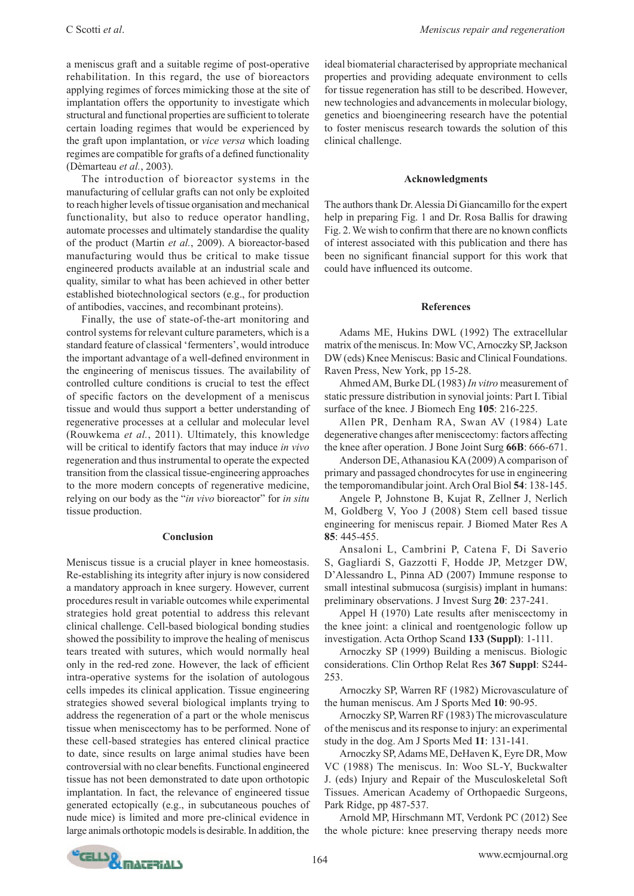a meniscus graft and a suitable regime of post-operative rehabilitation. In this regard, the use of bioreactors applying regimes of forces mimicking those at the site of implantation offers the opportunity to investigate which structural and functional properties are sufficient to tolerate certain loading regimes that would be experienced by the graft upon implantation, or *vice versa* which loading regimes are compatible for grafts of a defined functionality (Dèmarteau *et al.*, 2003).

The introduction of bioreactor systems in the manufacturing of cellular grafts can not only be exploited to reach higher levels of tissue organisation and mechanical functionality, but also to reduce operator handling, automate processes and ultimately standardise the quality of the product (Martin *et al.*, 2009). A bioreactor-based manufacturing would thus be critical to make tissue engineered products available at an industrial scale and quality, similar to what has been achieved in other better established biotechnological sectors (e.g., for production of antibodies, vaccines, and recombinant proteins).

Finally, the use of state-of-the-art monitoring and control systems for relevant culture parameters, which is a standard feature of classical 'fermenters', would introduce the important advantage of a well-defined environment in the engineering of meniscus tissues. The availability of controlled culture conditions is crucial to test the effect of specific factors on the development of a meniscus tissue and would thus support a better understanding of regenerative processes at a cellular and molecular level (Rouwkema *et al.*, 2011). Ultimately, this knowledge will be critical to identify factors that may induce *in vivo* regeneration and thus instrumental to operate the expected transition from the classical tissue-engineering approaches to the more modern concepts of regenerative medicine, relying on our body as the "*in vivo* bioreactor" for *in situ* tissue production.

## Conclusion

Meniscus tissue is a crucial player in knee homeostasis. Re-establishing its integrity after injury is now considered a mandatory approach in knee surgery. However, current procedures result in variable outcomes while experimental strategies hold great potential to address this relevant clinical challenge. Cell-based biological bonding studies showed the possibility to improve the healing of meniscus tears treated with sutures, which would normally heal only in the red-red zone. However, the lack of efficient intra-operative systems for the isolation of autologous cells impedes its clinical application. Tissue engineering strategies showed several biological implants trying to address the regeneration of a part or the whole meniscus tissue when meniscectomy has to be performed. None of these cell-based strategies has entered clinical practice to date, since results on large animal studies have been controversial with no clear benefits. Functional engineered tissue has not been demonstrated to date upon orthotopic implantation. In fact, the relevance of engineered tissue generated ectopically (e.g., in subcutaneous pouches of nude mice) is limited and more pre-clinical evidence in large animals orthotopic models is desirable. In addition, the ideal biomaterial characterised by appropriate mechanical properties and providing adequate environment to cells for tissue regeneration has still to be described. However, new technologies and advancements in molecular biology, genetics and bioengineering research have the potential to foster meniscus research towards the solution of this clinical challenge.

## Acknowledgments

The authors thank Dr. Alessia Di Giancamillo for the expert help in preparing Fig. 1 and Dr. Rosa Ballis for drawing Fig. 2. We wish to confirm that there are no known conflicts of interest associated with this publication and there has been no significant financial support for this work that could have influenced its outcome.

## References

Adams ME, Hukins DWL (1992) The extracellular matrix of the meniscus. In: Mow VC, Arnoczky SP, Jackson DW (eds) Knee Meniscus: Basic and Clinical Foundations. Raven Press, New York, pp 15-28.

Ahmed AM, Burke DL (1983) *In vitro* measurement of static pressure distribution in synovial joints: Part I. Tibial surface of the knee. J Biomech Eng **105**: 216-225.

Allen PR, Denham RA, Swan AV (1984) Late degenerative changes after meniscectomy: factors affecting the knee after operation. J Bone Joint Surg **66B**: 666-671.

Anderson DE, Athanasiou KA (2009) A comparison of primary and passaged chondrocytes for use in engineering the temporomandibular joint. Arch Oral Biol **54**: 138-145.

Angele P, Johnstone B, Kujat R, Zellner J, Nerlich M, Goldberg V, Yoo J (2008) Stem cell based tissue engineering for meniscus repair. J Biomed Mater Res A **85**: 445-455.

Ansaloni L, Cambrini P, Catena F, Di Saverio S, Gagliardi S, Gazzotti F, Hodde JP, Metzger DW, D'Alessandro L, Pinna AD (2007) Immune response to small intestinal submucosa (surgisis) implant in humans: preliminary observations. J Invest Surg **20**: 237-241.

Appel H (1970) Late results after meniscectomy in the knee joint: a clinical and roentgenologic follow up investigation. Acta Orthop Scand **133 (Suppl)**: 1-111.

Arnoczky SP (1999) Building a meniscus. Biologic considerations. Clin Orthop Relat Res **367 Suppl**: S244-253.

Arnoczky SP, Warren RF (1982) Microvasculature of the human meniscus. Am J Sports Med **10**: 90-95.

Arnoczky SP, Warren RF (1983) The microvasculature of the meniscus and its response to injury: an experimental study in the dog. Am J Sports Med **11**: 131-141.

Arnoczky SP, Adams ME, DeHaven K, Eyre DR, Mow VC (1988) The meniscus. In: Woo SL-Y, Buckwalter J. (eds) Injury and Repair of the Musculoskeletal Soft Tissues. American Academy of Orthopaedic Surgeons, Park Ridge, pp 487-537.

Arnold MP, Hirschmann MT, Verdonk PC (2012) See the whole picture: knee preserving therapy needs more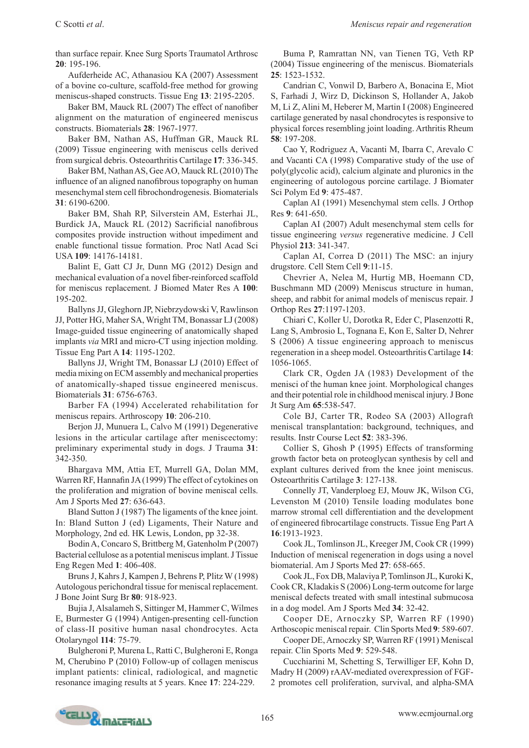than surface repair. Knee Surg Sports Traumatol Arthrosc **20**: 195-196.

Aufderheide AC, Athanasiou KA (2007) Assessment of a bovine co-culture, scaffold-free method for growing meniscus-shaped constructs. Tissue Eng **13**: 2195-2205.

Baker BM, Mauck RL (2007) The effect of nanofiber alignment on the maturation of engineered meniscus constructs. Biomaterials **28**: 1967-1977.

Baker BM, Nathan AS, Huffman GR, Mauck RL (2009) Tissue engineering with meniscus cells derived from surgical debris. Osteoarthritis Cartilage **17**: 336-345.

Baker BM, Nathan AS, Gee AO, Mauck RL (2010) The influence of an aligned nanofibrous topography on human mesenchymal stem cell fibrochondrogenesis. Biomaterials **31**: 6190-6200.

Baker BM, Shah RP, Silverstein AM, Esterhai JL, Burdick JA, Mauck RL (2012) Sacrificial nanofibrous composites provide instruction without impediment and enable functional tissue formation. Proc Natl Acad Sci USA **109**: 14176-14181.

Balint E, Gatt CJ Jr, Dunn MG (2012) Design and mechanical evaluation of a novel fiber-reinforced scaffold for meniscus replacement. J Biomed Mater Res A **100**: 195-202.

Ballyns JJ, Gleghorn JP, Niebrzydowski V, Rawlinson JJ, Potter HG, Maher SA, Wright TM, Bonassar LJ (2008) Image-guided tissue engineering of anatomically shaped implants *via* MRI and micro-CT using injection molding. Tissue Eng Part A **14**: 1195-1202.

Ballyns JJ, Wright TM, Bonassar LJ (2010) Effect of media mixing on ECM assembly and mechanical properties of anatomically-shaped tissue engineered meniscus. Biomaterials **31**: 6756-6763.

Barber FA (1994) Accelerated rehabilitation for meniscus repairs. Arthroscopy **10**: 206-210.

Berjon JJ, Munuera L, Calvo M (1991) Degenerative lesions in the articular cartilage after meniscectomy: preliminary experimental study in dogs. J Trauma **31**: 342-350.

Bhargava MM, Attia ET, Murrell GA, Dolan MM, Warren RF, Hannafin JA (1999) The effect of cytokines on the proliferation and migration of bovine meniscal cells. Am J Sports Med **27**: 636-643.

Bland Sutton J (1987) The ligaments of the knee joint. In: Bland Sutton J (ed) Ligaments, Their Nature and Morphology, 2nd ed. HK Lewis, London, pp 32-38.

Bodin A, Concaro S, Brittberg M, Gatenholm P (2007) Bacterial cellulose as a potential meniscus implant. J Tissue Eng Regen Med **1**: 406-408.

Bruns J, Kahrs J, Kampen J, Behrens P, Plitz W (1998) Autologous perichondral tissue for meniscal replacement. J Bone Joint Surg Br **80**: 918-923.

Bujia J, Alsalameh S, Sittinger M, Hammer C, Wilmes E, Burmester G (1994) Antigen-presenting cell-function of class-II positive human nasal chondrocytes. Acta Otolaryngol **114**: 75-79.

Bulgheroni P, Murena L, Ratti C, Bulgheroni E, Ronga M, Cherubino P (2010) Follow-up of collagen meniscus implant patients: clinical, radiological, and magnetic resonance imaging results at 5 years. Knee **17**: 224-229.

Buma P, Ramrattan NN, van Tienen TG, Veth RP (2004) Tissue engineering of the meniscus. Biomaterials **25**: 1523-1532.

Candrian C, Vonwil D, Barbero A, Bonacina E, Miot S, Farhadi J, Wirz D, Dickinson S, Hollander A, Jakob M, Li Z, Alini M, Heberer M, Martin I (2008) Engineered cartilage generated by nasal chondrocytes is responsive to physical forces resembling joint loading. Arthritis Rheum **58**: 197-208.

Cao Y, Rodriguez A, Vacanti M, Ibarra C, Arevalo C and Vacanti CA (1998) Comparative study of the use of poly(glycolic acid), calcium alginate and pluronics in the engineering of autologous porcine cartilage. J Biomater Sci Polym Ed **9**: 475-487.

Caplan AI (1991) Mesenchymal stem cells. J Orthop Res **9**: 641-650.

Caplan AI (2007) Adult mesenchymal stem cells for tissue engineering *versus* regenerative medicine. J Cell Physiol **213**: 341-347.

Caplan AI, Correa D (2011) The MSC: an injury drugstore. Cell Stem Cell **9**:11-15.

Chevrier A, Nelea M, Hurtig MB, Hoemann CD, Buschmann MD (2009) Meniscus structure in human, sheep, and rabbit for animal models of meniscus repair. J Orthop Res **27**:1197-1203.

Chiari C, Koller U, Dorotka R, Eder C, Plasenzotti R, Lang S, Ambrosio L, Tognana E, Kon E, Salter D, Nehrer S (2006) A tissue engineering approach to meniscus regeneration in a sheep model. Osteoarthritis Cartilage **14**: 1056-1065.

Clark CR, Ogden JA (1983) Development of the menisci of the human knee joint. Morphological changes and their potential role in childhood meniscal injury. J Bone Jt Surg Am **65**:538-547.

Cole BJ, Carter TR, Rodeo SA (2003) Allograft meniscal transplantation: background, techniques, and results. Instr Course Lect **52**: 383-396.

Collier S, Ghosh P (1995) Effects of transforming growth factor beta on proteoglycan synthesis by cell and explant cultures derived from the knee joint meniscus. Osteoarthritis Cartilage **3**: 127-138.

Connelly JT, Vanderploeg EJ, Mouw JK, Wilson CG, Levenston M (2010) Tensile loading modulates bone marrow stromal cell differentiation and the development of engineered fibrocartilage constructs. Tissue Eng Part A **16**:1913-1923.

Cook JL, Tomlinson JL, Kreeger JM, Cook CR (1999) Induction of meniscal regeneration in dogs using a novel biomaterial. Am J Sports Med **27**: 658-665.

Cook JL, Fox DB, Malaviya P, Tomlinson JL, Kuroki K, Cook CR, Kladakis S (2006) Long-term outcome for large meniscal defects treated with small intestinal submucosa in a dog model. Am J Sports Med **34**: 32-42.

Cooper DE, Arnoczky SP, Warren RF (1990) Arthoscopic meniscal repair. Clin Sports Med **9**: 589-607.

Cooper DE, Arnoczky SP, Warren RF (1991) Meniscal repair. Clin Sports Med **9**: 529-548.

Cucchiarini M, Schetting S, Terwilliger EF, Kohn D, Madry H (2009) rAAV-mediated overexpression of FGF-2 promotes cell proliferation, survival, and alpha-SMA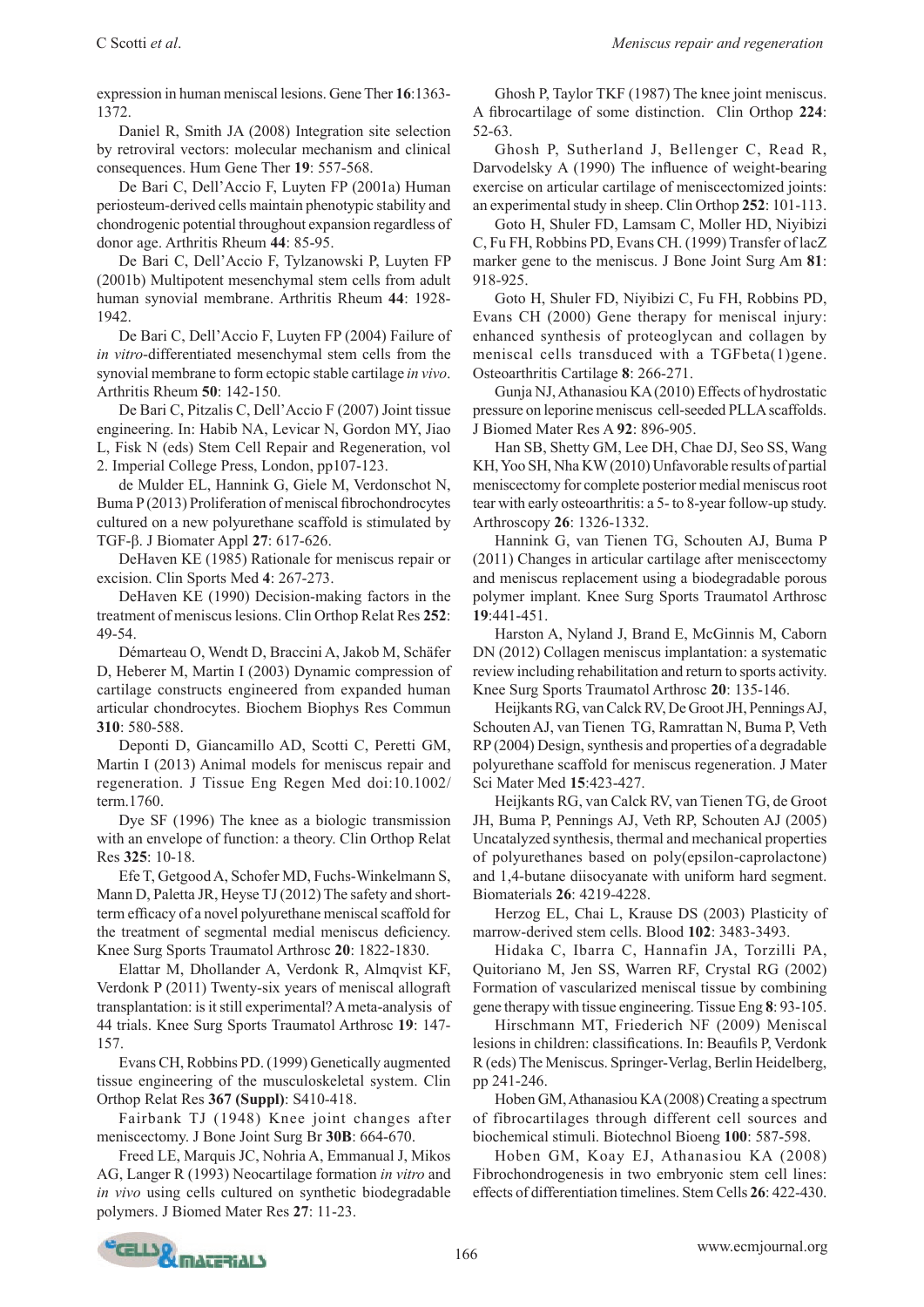expression in human meniscal lesions. Gene Ther **16**:1363-1372.

Daniel R, Smith JA (2008) Integration site selection by retroviral vectors: molecular mechanism and clinical consequences. Hum Gene Ther **19**: 557-568.

De Bari C, Dell'Accio F, Luyten FP (2001a) Human periosteum-derived cells maintain phenotypic stability and chondrogenic potential throughout expansion regardless of donor age. Arthritis Rheum **44**: 85-95.

De Bari C, Dell'Accio F, Tylzanowski P, Luyten FP (2001b) Multipotent mesenchymal stem cells from adult human synovial membrane. Arthritis Rheum **44**: 1928-1942.

De Bari C, Dell'Accio F, Luyten FP (2004) Failure of *in vitro*-differentiated mesenchymal stem cells from the synovial membrane to form ectopic stable cartilage *in vivo*. Arthritis Rheum **50**: 142-150.

De Bari C, Pitzalis C, Dell'Accio F (2007) Joint tissue engineering. In: Habib NA, Levicar N, Gordon MY, Jiao L, Fisk N (eds) Stem Cell Repair and Regeneration, vol 2. Imperial College Press, London, pp107-123.

de Mulder EL, Hannink G, Giele M, Verdonschot N, Buma P (2013) Proliferation of meniscal fibrochondrocytes cultured on a new polyurethane scaffold is stimulated by TGF-β. J Biomater Appl **27**: 617-626.

DeHaven KE (1985) Rationale for meniscus repair or excision. Clin Sports Med **4**: 267-273.

DeHaven KE (1990) Decision-making factors in the treatment of meniscus lesions. Clin Orthop Relat Res **252**: 49-54.

Démarteau O, Wendt D, Braccini A, Jakob M, Schäfer D, Heberer M, Martin I (2003) Dynamic compression of cartilage constructs engineered from expanded human articular chondrocytes. Biochem Biophys Res Commun **310**: 580-588.

Deponti D, Giancamillo AD, Scotti C, Peretti GM, Martin I (2013) Animal models for meniscus repair and regeneration. J Tissue Eng Regen Med doi:10.1002/term.1760.

Dye SF (1996) The knee as a biologic transmission with an envelope of function: a theory. Clin Orthop Relat Res **325**: 10-18.

Efe T, Getgood A, Schofer MD, Fuchs-Winkelmann S, Mann D, Paletta JR, Heyse TJ (2012) The safety and short-term efficacy of a novel polyurethane meniscal scaffold for the treatment of segmental medial meniscus deficiency. Knee Surg Sports Traumatol Arthrosc **20**: 1822-1830.

Elattar M, Dhollander A, Verdonk R, Almqvist KF, Verdonk P (2011) Twenty-six years of meniscal allograft transplantation: is it still experimental? A meta-analysis of 44 trials. Knee Surg Sports Traumatol Arthrosc **19**: 147-157.

Evans CH, Robbins PD. (1999) Genetically augmented tissue engineering of the musculoskeletal system. Clin Orthop Relat Res **367 (Suppl)**: S410-418.

Fairbank TJ (1948) Knee joint changes after meniscectomy. J Bone Joint Surg Br **30B**: 664-670.

Freed LE, Marquis JC, Nohria A, Emmanual J, Mikos AG, Langer R (1993) Neocartilage formation *in vitro* and *in vivo* using cells cultured on synthetic biodegradable polymers. J Biomed Mater Res **27**: 11-23.

Ghosh P, Taylor TKF (1987) The knee joint meniscus. A fibrocartilage of some distinction. Clin Orthop **224**: 52-63.

Ghosh P, Sutherland J, Bellenger C, Read R, Darvodelsky A (1990) The influence of weight-bearing exercise on articular cartilage of meniscectomized joints: an experimental study in sheep. Clin Orthop **252**: 101-113.

Goto H, Shuler FD, Lamsam C, Moller HD, Niyibizi C, Fu FH, Robbins PD, Evans CH. (1999) Transfer of lacZ marker gene to the meniscus. J Bone Joint Surg Am **81**: 918-925.

Goto H, Shuler FD, Niyibizi C, Fu FH, Robbins PD, Evans CH (2000) Gene therapy for meniscal injury: enhanced synthesis of proteoglycan and collagen by meniscal cells transduced with a TGFbeta(1)gene. Osteoarthritis Cartilage **8**: 266-271.

Gunja NJ, Athanasiou KA (2010) Effects of hydrostatic pressure on leporine meniscus cell-seeded PLLA scaffolds. J Biomed Mater Res A **92**: 896-905.

Han SB, Shetty GM, Lee DH, Chae DJ, Seo SS, Wang KH, Yoo SH, Nha KW (2010) Unfavorable results of partial meniscectomy for complete posterior medial meniscus root tear with early osteoarthritis: a 5- to 8-year follow-up study. Arthroscopy **26**: 1326-1332.

Hannink G, van Tienen TG, Schouten AJ, Buma P (2011) Changes in articular cartilage after meniscectomy and meniscus replacement using a biodegradable porous polymer implant. Knee Surg Sports Traumatol Arthrosc **19**:441-451.

Harston A, Nyland J, Brand E, McGinnis M, Caborn DN (2012) Collagen meniscus implantation: a systematic review including rehabilitation and return to sports activity. Knee Surg Sports Traumatol Arthrosc **20**: 135-146.

Heijkants RG, van Calck RV, De Groot JH, Pennings AJ, Schouten AJ, van Tienen TG, Ramrattan N, Buma P, Veth RP (2004) Design, synthesis and properties of a degradable polyurethane scaffold for meniscus regeneration. J Mater Sci Mater Med **15**:423-427.

Heijkants RG, van Calck RV, van Tienen TG, de Groot JH, Buma P, Pennings AJ, Veth RP, Schouten AJ (2005) Uncatalyzed synthesis, thermal and mechanical properties of polyurethanes based on poly(epsilon-caprolactone) and 1,4-butane diisocyanate with uniform hard segment. Biomaterials **26**: 4219-4228.

Herzog EL, Chai L, Krause DS (2003) Plasticity of marrow-derived stem cells. Blood **102**: 3483-3493.

Hidaka C, Ibarra C, Hannafin JA, Torzilli PA, Quitoriano M, Jen SS, Warren RF, Crystal RG (2002) Formation of vascularized meniscal tissue by combining gene therapy with tissue engineering. Tissue Eng **8**: 93-105.

Hirschmann MT, Friederich NF (2009) Meniscal lesions in children: classifications. In: Beaufils P, Verdonk R (eds) The Meniscus. Springer-Verlag, Berlin Heidelberg, pp 241-246.

Hoben GM, Athanasiou KA (2008) Creating a spectrum of fibrocartilages through different cell sources and biochemical stimuli. Biotechnol Bioeng **100**: 587-598.

Hoben GM, Koay EJ, Athanasiou KA (2008) Fibrochondrogenesis in two embryonic stem cell lines: effects of differentiation timelines. Stem Cells **26**: 422-430.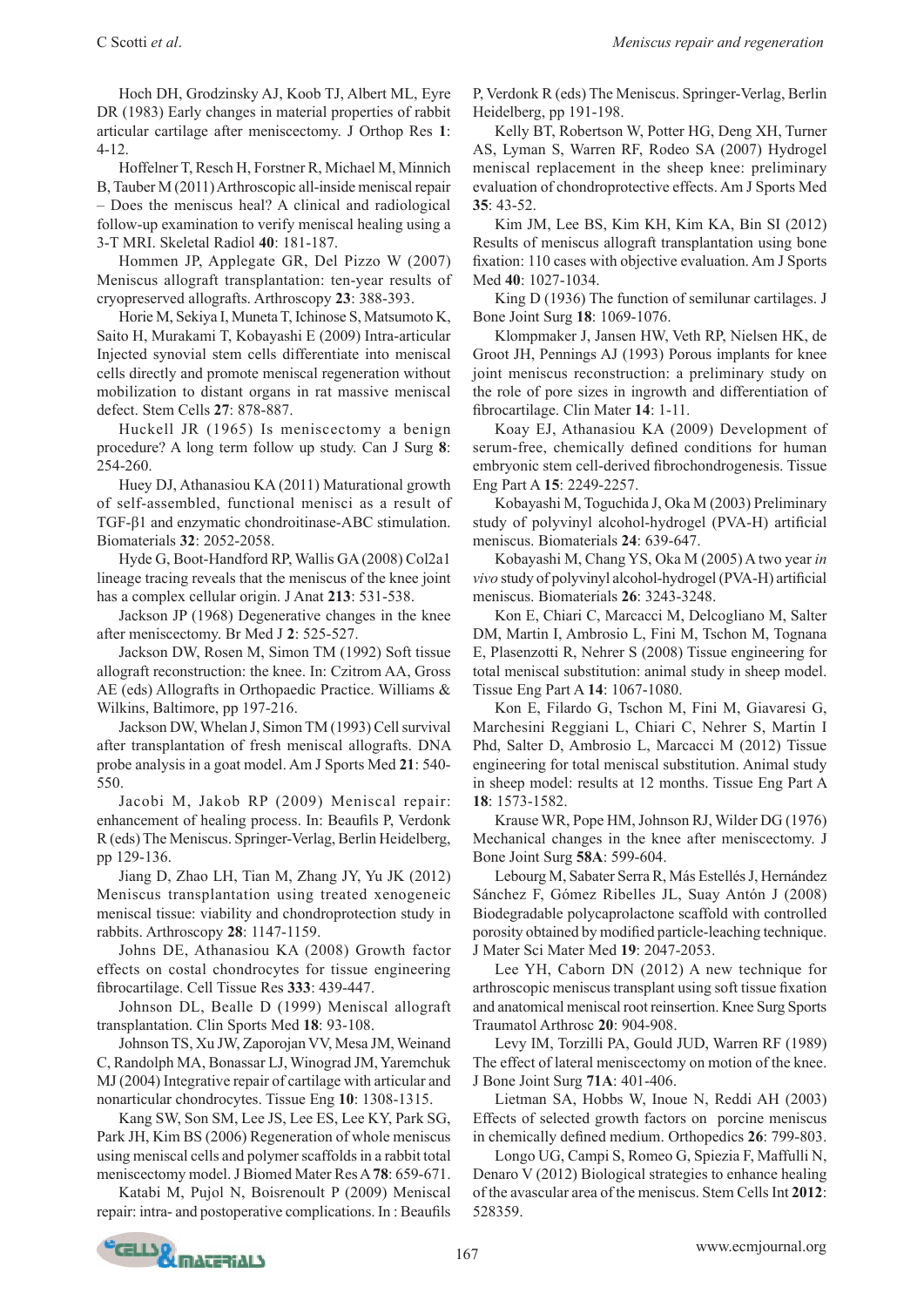Hoch DH, Grodzinsky AJ, Koob TJ, Albert ML, Eyre DR (1983) Early changes in material properties of rabbit articular cartilage after meniscectomy. J Orthop Res **1**: 4-12.

Hoffelner T, Resch H, Forstner R, Michael M, Minnich B, Tauber M (2011) Arthroscopic all-inside meniscal repair – Does the meniscus heal? A clinical and radiological follow-up examination to verify meniscal healing using a 3-T MRI. Skeletal Radiol **40**: 181-187.

Hommen JP, Applegate GR, Del Pizzo W (2007) Meniscus allograft transplantation: ten-year results of cryopreserved allografts. Arthroscopy **23**: 388-393.

Horie M, Sekiya I, Muneta T, Ichinose S, Matsumoto K, Saito H, Murakami T, Kobayashi E (2009) Intra-articular Injected synovial stem cells differentiate into meniscal cells directly and promote meniscal regeneration without mobilization to distant organs in rat massive meniscal defect. Stem Cells **27**: 878-887.

Huckell JR (1965) Is meniscectomy a benign procedure? A long term follow up study. Can J Surg **8**: 254-260.

Huey DJ, Athanasiou KA (2011) Maturational growth of self-assembled, functional menisci as a result of TGF-β1 and enzymatic chondroitinase-ABC stimulation. Biomaterials **32**: 2052-2058.

Hyde G, Boot-Handford RP, Wallis GA (2008) Col2a1 lineage tracing reveals that the meniscus of the knee joint has a complex cellular origin. J Anat **213**: 531-538.

Jackson JP (1968) Degenerative changes in the knee after meniscectomy. Br Med J **2**: 525-527.

Jackson DW, Rosen M, Simon TM (1992) Soft tissue allograft reconstruction: the knee. In: Czitrom AA, Gross AE (eds) Allografts in Orthopaedic Practice. Williams & Wilkins, Baltimore, pp 197-216.

Jackson DW, Whelan J, Simon TM (1993) Cell survival after transplantation of fresh meniscal allografts. DNA probe analysis in a goat model. Am J Sports Med **21**: 540-550.

Jacobi M, Jakob RP (2009) Meniscal repair: enhancement of healing process. In: Beaufils P, Verdonk R (eds) The Meniscus. Springer-Verlag, Berlin Heidelberg, pp 129-136.

Jiang D, Zhao LH, Tian M, Zhang JY, Yu JK (2012) Meniscus transplantation using treated xenogeneic meniscal tissue: viability and chondroprotection study in rabbits. Arthroscopy **28**: 1147-1159.

Johns DE, Athanasiou KA (2008) Growth factor effects on costal chondrocytes for tissue engineering fibrocartilage. Cell Tissue Res **333**: 439-447.

Johnson DL, Bealle D (1999) Meniscal allograft transplantation. Clin Sports Med **18**: 93-108.

Johnson TS, Xu JW, Zaporojan VV, Mesa JM, Weinand C, Randolph MA, Bonassar LJ, Winograd JM, Yaremchuk MJ (2004) Integrative repair of cartilage with articular and nonarticular chondrocytes. Tissue Eng **10**: 1308-1315.

Kang SW, Son SM, Lee JS, Lee ES, Lee KY, Park SG, Park JH, Kim BS (2006) Regeneration of whole meniscus using meniscal cells and polymer scaffolds in a rabbit total meniscectomy model. J Biomed Mater Res A **78**: 659-671.

Katabi M, Pujol N, Boisrenoult P (2009) Meniscal repair: intra- and postoperative complications. In : Beaufils P, Verdonk R (eds) The Meniscus. Springer-Verlag, Berlin Heidelberg, pp 191-198.

Kelly BT, Robertson W, Potter HG, Deng XH, Turner AS, Lyman S, Warren RF, Rodeo SA (2007) Hydrogel meniscal replacement in the sheep knee: preliminary evaluation of chondroprotective effects. Am J Sports Med **35**: 43-52.

Kim JM, Lee BS, Kim KH, Kim KA, Bin SI (2012) Results of meniscus allograft transplantation using bone fixation: 110 cases with objective evaluation. Am J Sports Med **40**: 1027-1034.

King D (1936) The function of semilunar cartilages. J Bone Joint Surg **18**: 1069-1076.

Klompmaker J, Jansen HW, Veth RP, Nielsen HK, de Groot JH, Pennings AJ (1993) Porous implants for knee joint meniscus reconstruction: a preliminary study on the role of pore sizes in ingrowth and differentiation of fibrocartilage. Clin Mater **14**: 1-11.

Koay EJ, Athanasiou KA (2009) Development of serum-free, chemically defined conditions for human embryonic stem cell-derived fibrochondrogenesis. Tissue Eng Part A **15**: 2249-2257.

Kobayashi M, Toguchida J, Oka M (2003) Preliminary study of polyvinyl alcohol-hydrogel (PVA-H) artificial meniscus. Biomaterials **24**: 639-647.

Kobayashi M, Chang YS, Oka M (2005) A two year *in vivo* study of polyvinyl alcohol-hydrogel (PVA-H) artificial meniscus. Biomaterials **26**: 3243-3248.

Kon E, Chiari C, Marcacci M, Delcogliano M, Salter DM, Martin I, Ambrosio L, Fini M, Tschon M, Tognana E, Plasenzotti R, Nehrer S (2008) Tissue engineering for total meniscal substitution: animal study in sheep model. Tissue Eng Part A **14**: 1067-1080.

Kon E, Filardo G, Tschon M, Fini M, Giavaresi G, Marchesini Reggiani L, Chiari C, Nehrer S, Martin I Phd, Salter D, Ambrosio L, Marcacci M (2012) Tissue engineering for total meniscal substitution. Animal study in sheep model: results at 12 months. Tissue Eng Part A **18**: 1573-1582.

Krause WR, Pope HM, Johnson RJ, Wilder DG (1976) Mechanical changes in the knee after meniscectomy. J Bone Joint Surg **58A**: 599-604.

Lebourg M, Sabater Serra R, Más Estellés J, Hernández Sánchez F, Gómez Ribelles JL, Suay Antón J (2008) Biodegradable polycaprolactone scaffold with controlled porosity obtained by modified particle-leaching technique. J Mater Sci Mater Med **19**: 2047-2053.

Lee YH, Caborn DN (2012) A new technique for arthroscopic meniscus transplant using soft tissue fixation and anatomical meniscal root reinsertion. Knee Surg Sports Traumatol Arthrosc **20**: 904-908.

Levy IM, Torzilli PA, Gould JUD, Warren RF (1989) The effect of lateral meniscectomy on motion of the knee. J Bone Joint Surg **71A**: 401-406.

Lietman SA, Hobbs W, Inoue N, Reddi AH (2003) Effects of selected growth factors on porcine meniscus in chemically defined medium. Orthopedics **26**: 799-803.

Longo UG, Campi S, Romeo G, Spiezia F, Maffulli N, Denaro V (2012) Biological strategies to enhance healing of the avascular area of the meniscus. Stem Cells Int **2012**: 528359.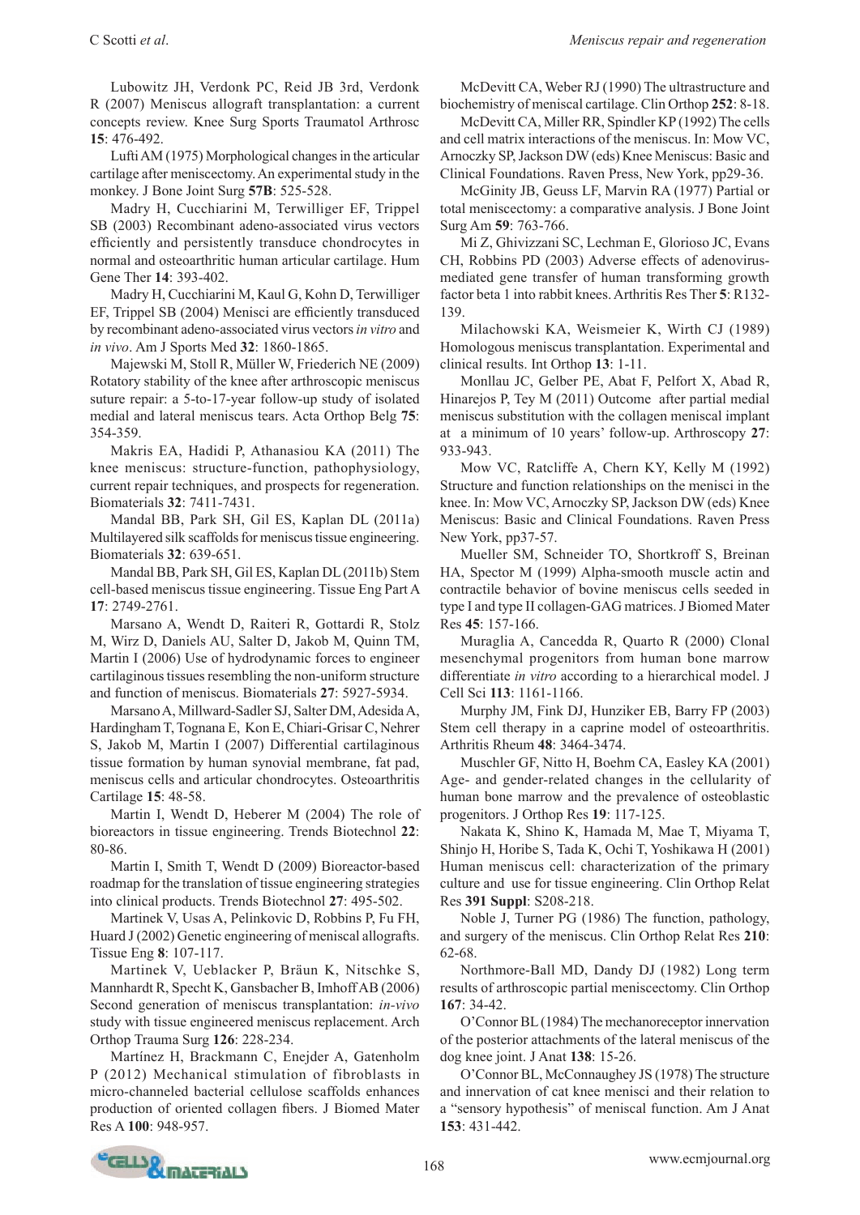Lubowitz JH, Verdonk PC, Reid JB 3rd, Verdonk R (2007) Meniscus allograft transplantation: a current concepts review. Knee Surg Sports Traumatol Arthrosc **15**: 476-492.

Lufti AM (1975) Morphological changes in the articular cartilage after meniscectomy. An experimental study in the monkey. J Bone Joint Surg **57B**: 525-528.

Madry H, Cucchiarini M, Terwilliger EF, Trippel SB (2003) Recombinant adeno-associated virus vectors efficiently and persistently transduce chondrocytes in normal and osteoarthritic human articular cartilage. Hum Gene Ther **14**: 393-402.

Madry H, Cucchiarini M, Kaul G, Kohn D, Terwilliger EF, Trippel SB (2004) Menisci are efficiently transduced by recombinant adeno-associated virus vectors *in vitro* and *in vivo*. Am J Sports Med **32**: 1860-1865.

Majewski M, Stoll R, Müller W, Friederich NE (2009) Rotatory stability of the knee after arthroscopic meniscus suture repair: a 5-to-17-year follow-up study of isolated medial and lateral meniscus tears. Acta Orthop Belg **75**: 354-359.

Makris EA, Hadidi P, Athanasiou KA (2011) The knee meniscus: structure-function, pathophysiology, current repair techniques, and prospects for regeneration. Biomaterials **32**: 7411-7431.

Mandal BB, Park SH, Gil ES, Kaplan DL (2011a) Multilayered silk scaffolds for meniscus tissue engineering. Biomaterials **32**: 639-651.

Mandal BB, Park SH, Gil ES, Kaplan DL (2011b) Stem cell-based meniscus tissue engineering. Tissue Eng Part A **17**: 2749-2761.

Marsano A, Wendt D, Raiteri R, Gottardi R, Stolz M, Wirz D, Daniels AU, Salter D, Jakob M, Quinn TM, Martin I (2006) Use of hydrodynamic forces to engineer cartilaginous tissues resembling the non-uniform structure and function of meniscus. Biomaterials **27**: 5927-5934.

Marsano A, Millward-Sadler SJ, Salter DM, Adesida A, Hardingham T, Tognana E, Kon E, Chiari-Grisar C, Nehrer S, Jakob M, Martin I (2007) Differential cartilaginous tissue formation by human synovial membrane, fat pad, meniscus cells and articular chondrocytes. Osteoarthritis Cartilage **15**: 48-58.

Martin I, Wendt D, Heberer M (2004) The role of bioreactors in tissue engineering. Trends Biotechnol **22**: 80-86.

Martin I, Smith T, Wendt D (2009) Bioreactor-based roadmap for the translation of tissue engineering strategies into clinical products. Trends Biotechnol **27**: 495-502.

Martinek V, Usas A, Pelinkovic D, Robbins P, Fu FH, Huard J (2002) Genetic engineering of meniscal allografts. Tissue Eng **8**: 107-117.

Martinek V, Ueblacker P, Bräun K, Nitschke S, Mannhardt R, Specht K, Gansbacher B, Imhoff AB (2006) Second generation of meniscus transplantation: *in-vivo* study with tissue engineered meniscus replacement. Arch Orthop Trauma Surg **126**: 228-234.

Martínez H, Brackmann C, Enejder A, Gatenholm P (2012) Mechanical stimulation of fibroblasts in micro-channeled bacterial cellulose scaffolds enhances production of oriented collagen fibers. J Biomed Mater Res A **100**: 948-957.

McDevitt CA, Weber RJ (1990) The ultrastructure and biochemistry of meniscal cartilage. Clin Orthop **252**: 8-18.

McDevitt CA, Miller RR, Spindler KP (1992) The cells and cell matrix interactions of the meniscus. In: Mow VC, Arnoczky SP, Jackson DW (eds) Knee Meniscus: Basic and Clinical Foundations. Raven Press, New York, pp29-36.

McGinity JB, Geuss LF, Marvin RA (1977) Partial or total meniscectomy: a comparative analysis. J Bone Joint Surg Am **59**: 763-766.

Mi Z, Ghivizzani SC, Lechman E, Glorioso JC, Evans CH, Robbins PD (2003) Adverse effects of adenovirus-mediated gene transfer of human transforming growth factor beta 1 into rabbit knees. Arthritis Res Ther **5**: R132-139.

Milachowski KA, Weismeier K, Wirth CJ (1989) Homologous meniscus transplantation. Experimental and clinical results. Int Orthop **13**: 1-11.

Monllau JC, Gelber PE, Abat F, Pelfort X, Abad R, Hinarejos P, Tey M (2011) Outcome after partial medial meniscus substitution with the collagen meniscal implant at a minimum of 10 years' follow-up. Arthroscopy **27**: 933-943.

Mow VC, Ratcliffe A, Chern KY, Kelly M (1992) Structure and function relationships on the menisci in the knee. In: Mow VC, Arnoczky SP, Jackson DW (eds) Knee Meniscus: Basic and Clinical Foundations. Raven Press New York, pp37-57.

Mueller SM, Schneider TO, Shortkroff S, Breinan HA, Spector M (1999) Alpha-smooth muscle actin and contractile behavior of bovine meniscus cells seeded in type I and type II collagen-GAG matrices. J Biomed Mater Res **45**: 157-166.

Muraglia A, Cancedda R, Quarto R (2000) Clonal mesenchymal progenitors from human bone marrow differentiate *in vitro* according to a hierarchical model. J Cell Sci **113**: 1161-1166.

Murphy JM, Fink DJ, Hunziker EB, Barry FP (2003) Stem cell therapy in a caprine model of osteoarthritis. Arthritis Rheum **48**: 3464-3474.

Muschler GF, Nitto H, Boehm CA, Easley KA (2001) Age- and gender-related changes in the cellularity of human bone marrow and the prevalence of osteoblastic progenitors. J Orthop Res **19**: 117-125.

Nakata K, Shino K, Hamada M, Mae T, Miyama T, Shinjo H, Horibe S, Tada K, Ochi T, Yoshikawa H (2001) Human meniscus cell: characterization of the primary culture and use for tissue engineering. Clin Orthop Relat Res **391 Suppl**: S208-218.

Noble J, Turner PG (1986) The function, pathology, and surgery of the meniscus. Clin Orthop Relat Res **210**: 62-68.

Northmore-Ball MD, Dandy DJ (1982) Long term results of arthroscopic partial meniscectomy. Clin Orthop **167**: 34-42.

O'Connor BL (1984) The mechanoreceptor innervation of the posterior attachments of the lateral meniscus of the dog knee joint. J Anat **138**: 15-26.

O'Connor BL, McConnaughey JS (1978) The structure and innervation of cat knee menisci and their relation to a "sensory hypothesis" of meniscal function. Am J Anat **153**: 431-442.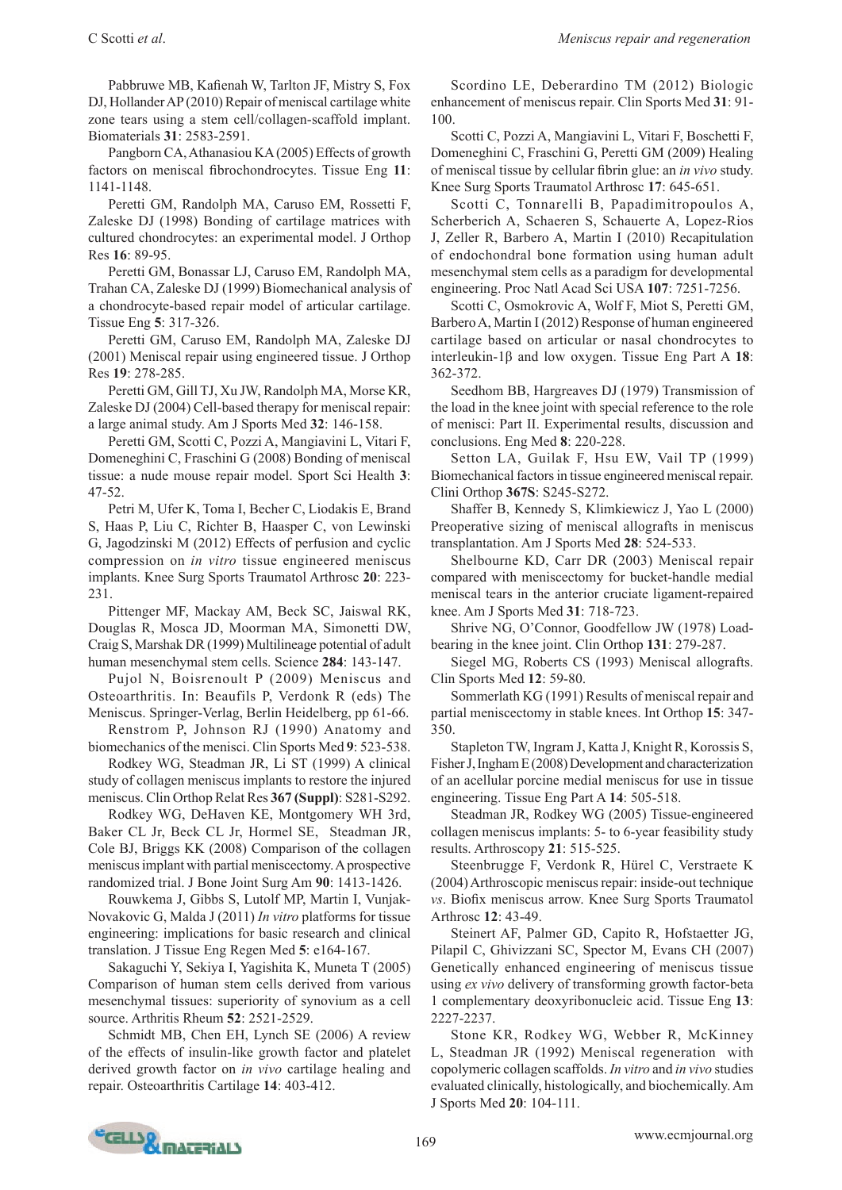Pabbruwe MB, Kafienah W, Tarlton JF, Mistry S, Fox DJ, Hollander AP (2010) Repair of meniscal cartilage white zone tears using a stem cell/collagen-scaffold implant. Biomaterials **31**: 2583-2591.

Pangborn CA, Athanasiou KA (2005) Effects of growth factors on meniscal fibrochondrocytes. Tissue Eng **11**: 1141-1148.

Peretti GM, Randolph MA, Caruso EM, Rossetti F, Zaleske DJ (1998) Bonding of cartilage matrices with cultured chondrocytes: an experimental model. J Orthop Res **16**: 89-95.

Peretti GM, Bonassar LJ, Caruso EM, Randolph MA, Trahan CA, Zaleske DJ (1999) Biomechanical analysis of a chondrocyte-based repair model of articular cartilage. Tissue Eng **5**: 317-326.

Peretti GM, Caruso EM, Randolph MA, Zaleske DJ (2001) Meniscal repair using engineered tissue. J Orthop Res **19**: 278-285.

Peretti GM, Gill TJ, Xu JW, Randolph MA, Morse KR, Zaleske DJ (2004) Cell-based therapy for meniscal repair: a large animal study. Am J Sports Med **32**: 146-158.

Peretti GM, Scotti C, Pozzi A, Mangiavini L, Vitari F, Domeneghini C, Fraschini G (2008) Bonding of meniscal tissue: a nude mouse repair model. Sport Sci Health **3**: 47-52.

Petri M, Ufer K, Toma I, Becher C, Liodakis E, Brand S, Haas P, Liu C, Richter B, Haasper C, von Lewinski G, Jagodzinski M (2012) Effects of perfusion and cyclic compression on *in vitro* tissue engineered meniscus implants. Knee Surg Sports Traumatol Arthrosc **20**: 223-231.

Pittenger MF, Mackay AM, Beck SC, Jaiswal RK, Douglas R, Mosca JD, Moorman MA, Simonetti DW, Craig S, Marshak DR (1999) Multilineage potential of adult human mesenchymal stem cells. Science **284**: 143-147.

Pujol N, Boisrenoult P (2009) Meniscus and Osteoarthritis. In: Beaufils P, Verdonk R (eds) The Meniscus. Springer-Verlag, Berlin Heidelberg, pp 61-66.

Renstrom P, Johnson RJ (1990) Anatomy and biomechanics of the menisci. Clin Sports Med **9**: 523-538.

Rodkey WG, Steadman JR, Li ST (1999) A clinical study of collagen meniscus implants to restore the injured meniscus. Clin Orthop Relat Res **367 (Suppl)**: S281-S292.

Rodkey WG, DeHaven KE, Montgomery WH 3rd, Baker CL Jr, Beck CL Jr, Hormel SE, Steadman JR, Cole BJ, Briggs KK (2008) Comparison of the collagen meniscus implant with partial meniscectomy. A prospective randomized trial. J Bone Joint Surg Am **90**: 1413-1426.

Rouwkema J, Gibbs S, Lutolf MP, Martin I, Vunjak-Novakovic G, Malda J (2011) *In vitro* platforms for tissue engineering: implications for basic research and clinical translation. J Tissue Eng Regen Med **5**: e164-167.

Sakaguchi Y, Sekiya I, Yagishita K, Muneta T (2005) Comparison of human stem cells derived from various mesenchymal tissues: superiority of synovium as a cell source. Arthritis Rheum **52**: 2521-2529.

Schmidt MB, Chen EH, Lynch SE (2006) A review of the effects of insulin-like growth factor and platelet derived growth factor on *in vivo* cartilage healing and repair. Osteoarthritis Cartilage **14**: 403-412.

Scordino LE, Deberardino TM (2012) Biologic enhancement of meniscus repair. Clin Sports Med **31**: 91-100.

Scotti C, Pozzi A, Mangiavini L, Vitari F, Boschetti F, Domeneghini C, Fraschini G, Peretti GM (2009) Healing of meniscal tissue by cellular fibrin glue: an *in vivo* study. Knee Surg Sports Traumatol Arthrosc **17**: 645-651.

Scotti C, Tonnarelli B, Papadimitropoulos A, Scherberich A, Schaeren S, Schauerte A, Lopez-Rios J, Zeller R, Barbero A, Martin I (2010) Recapitulation of endochondral bone formation using human adult mesenchymal stem cells as a paradigm for developmental engineering. Proc Natl Acad Sci USA **107**: 7251-7256.

Scotti C, Osmokrovic A, Wolf F, Miot S, Peretti GM, Barbero A, Martin I (2012) Response of human engineered cartilage based on articular or nasal chondrocytes to interleukin-1β and low oxygen. Tissue Eng Part A **18**: 362-372.

Seedhom BB, Hargreaves DJ (1979) Transmission of the load in the knee joint with special reference to the role of menisci: Part II. Experimental results, discussion and conclusions. Eng Med **8**: 220-228.

Setton LA, Guilak F, Hsu EW, Vail TP (1999) Biomechanical factors in tissue engineered meniscal repair. Clini Orthop **367S**: S245-S272.

Shaffer B, Kennedy S, Klimkiewicz J, Yao L (2000) Preoperative sizing of meniscal allografts in meniscus transplantation. Am J Sports Med **28**: 524-533.

Shelbourne KD, Carr DR (2003) Meniscal repair compared with meniscectomy for bucket-handle medial meniscal tears in the anterior cruciate ligament-repaired knee. Am J Sports Med **31**: 718-723.

Shrive NG, O'Connor, Goodfellow JW (1978) Load-bearing in the knee joint. Clin Orthop **131**: 279-287.

Siegel MG, Roberts CS (1993) Meniscal allografts. Clin Sports Med **12**: 59-80.

Sommerlath KG (1991) Results of meniscal repair and partial meniscectomy in stable knees. Int Orthop **15**: 347-350.

Stapleton TW, Ingram J, Katta J, Knight R, Korossis S, Fisher J, Ingham E (2008) Development and characterization of an acellular porcine medial meniscus for use in tissue engineering. Tissue Eng Part A **14**: 505-518.

Steadman JR, Rodkey WG (2005) Tissue-engineered collagen meniscus implants: 5- to 6-year feasibility study results. Arthroscopy **21**: 515-525.

Steenbrugge F, Verdonk R, Hürel C, Verstraete K (2004) Arthroscopic meniscus repair: inside-out technique *vs*. Biofix meniscus arrow. Knee Surg Sports Traumatol Arthrosc **12**: 43-49.

Steinert AF, Palmer GD, Capito R, Hofstaetter JG, Pilapil C, Ghivizzani SC, Spector M, Evans CH (2007) Genetically enhanced engineering of meniscus tissue using *ex vivo* delivery of transforming growth factor-beta 1 complementary deoxyribonucleic acid. Tissue Eng **13**: 2227-2237.

Stone KR, Rodkey WG, Webber R, McKinney L, Steadman JR (1992) Meniscal regeneration with copolymeric collagen scaffolds. *In vitro* and *in vivo* studies evaluated clinically, histologically, and biochemically. Am J Sports Med **20**: 104-111.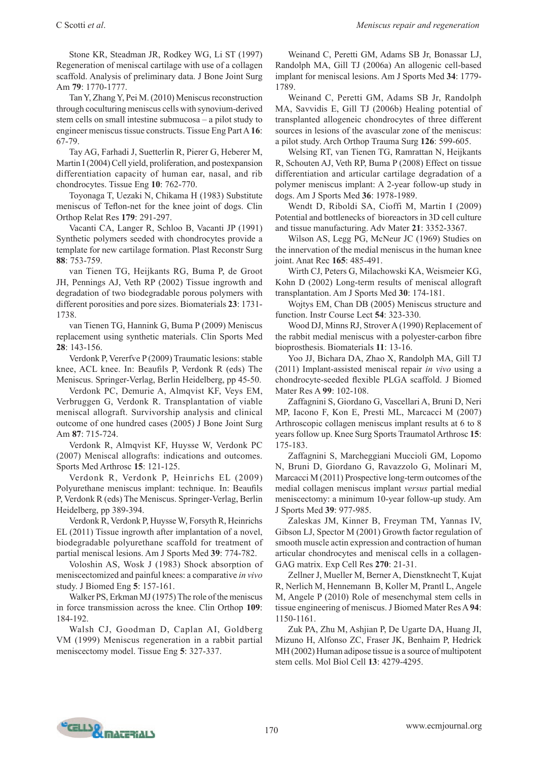Stone KR, Steadman JR, Rodkey WG, Li ST (1997) Regeneration of meniscal cartilage with use of a collagen scaffold. Analysis of preliminary data. J Bone Joint Surg Am **79**: 1770-1777.

Tan Y, Zhang Y, Pei M. (2010) Meniscus reconstruction through coculturing meniscus cells with synovium-derived stem cells on small intestine submucosa – a pilot study to engineer meniscus tissue constructs. Tissue Eng Part A **16**: 67-79.

Tay AG, Farhadi J, Suetterlin R, Pierer G, Heberer M, Martin I (2004) Cell yield, proliferation, and postexpansion differentiation capacity of human ear, nasal, and rib chondrocytes. Tissue Eng **10**: 762-770.

Toyonaga T, Uezaki N, Chikama H (1983) Substitute meniscus of Teflon-net for the knee joint of dogs. Clin Orthop Relat Res **179**: 291-297.

Vacanti CA, Langer R, Schloo B, Vacanti JP (1991) Synthetic polymers seeded with chondrocytes provide a template for new cartilage formation. Plast Reconstr Surg **88**: 753-759.

van Tienen TG, Heijkants RG, Buma P, de Groot JH, Pennings AJ, Veth RP (2002) Tissue ingrowth and degradation of two biodegradable porous polymers with different porosities and pore sizes. Biomaterials **23**: 1731-1738.

van Tienen TG, Hannink G, Buma P (2009) Meniscus replacement using synthetic materials. Clin Sports Med **28**: 143-156.

Verdonk P, Vererfve P (2009) Traumatic lesions: stable knee, ACL knee. In: Beaufils P, Verdonk R (eds) The Meniscus. Springer-Verlag, Berlin Heidelberg, pp 45-50.

Verdonk PC, Demurie A, Almqvist KF, Veys EM, Verbruggen G, Verdonk R. Transplantation of viable meniscal allograft. Survivorship analysis and clinical outcome of one hundred cases (2005) J Bone Joint Surg Am **87**: 715-724.

Verdonk R, Almqvist KF, Huysse W, Verdonk PC (2007) Meniscal allografts: indications and outcomes. Sports Med Arthrosc **15**: 121-125.

Verdonk R, Verdonk P, Heinrichs EL (2009) Polyurethane meniscus implant: technique. In: Beaufils P, Verdonk R (eds) The Meniscus. Springer-Verlag, Berlin Heidelberg, pp 389-394.

Verdonk R, Verdonk P, Huysse W, Forsyth R, Heinrichs EL (2011) Tissue ingrowth after implantation of a novel, biodegradable polyurethane scaffold for treatment of partial meniscal lesions. Am J Sports Med **39**: 774-782.

Voloshin AS, Wosk J (1983) Shock absorption of meniscectomized and painful knees: a comparative *in vivo* study. J Biomed Eng **5**: 157-161.

Walker PS, Erkman MJ (1975) The role of the meniscus in force transmission across the knee. Clin Orthop **109**: 184-192.

Walsh CJ, Goodman D, Caplan AI, Goldberg VM (1999) Meniscus regeneration in a rabbit partial meniscectomy model. Tissue Eng **5**: 327-337.

Weinand C, Peretti GM, Adams SB Jr, Bonassar LJ, Randolph MA, Gill TJ (2006a) An allogenic cell-based implant for meniscal lesions. Am J Sports Med **34**: 1779-1789.

Weinand C, Peretti GM, Adams SB Jr, Randolph MA, Savvidis E, Gill TJ (2006b) Healing potential of transplanted allogeneic chondrocytes of three different sources in lesions of the avascular zone of the meniscus: a pilot study. Arch Orthop Trauma Surg **126**: 599-605.

Welsing RT, van Tienen TG, Ramrattan N, Heijkants R, Schouten AJ, Veth RP, Buma P (2008) Effect on tissue differentiation and articular cartilage degradation of a polymer meniscus implant: A 2-year follow-up study in dogs. Am J Sports Med **36**: 1978-1989.

Wendt D, Riboldi SA, Cioffi M, Martin I (2009) Potential and bottlenecks of bioreactors in 3D cell culture and tissue manufacturing. Adv Mater **21**: 3352-3367.

Wilson AS, Legg PG, McNeur JC (1969) Studies on the innervation of the medial meniscus in the human knee joint. Anat Rec **165**: 485-491.

Wirth CJ, Peters G, Milachowski KA, Weismeier KG, Kohn D (2002) Long-term results of meniscal allograft transplantation. Am J Sports Med **30**: 174-181.

Wojtys EM, Chan DB (2005) Meniscus structure and function. Instr Course Lect **54**: 323-330.

Wood DJ, Minns RJ, Strover A (1990) Replacement of the rabbit medial meniscus with a polyester-carbon fibre bioprosthesis. Biomaterials **11**: 13-16.

Yoo JJ, Bichara DA, Zhao X, Randolph MA, Gill TJ (2011) Implant-assisted meniscal repair *in vivo* using a chondrocyte-seeded flexible PLGA scaffold. J Biomed Mater Res A **99**: 102-108.

Zaffagnini S, Giordano G, Vascellari A, Bruni D, Neri MP, Iacono F, Kon E, Presti ML, Marcacci M (2007) Arthroscopic collagen meniscus implant results at 6 to 8 years follow up. Knee Surg Sports Traumatol Arthrosc **15**: 175-183.

Zaffagnini S, Marcheggiani Muccioli GM, Lopomo N, Bruni D, Giordano G, Ravazzolo G, Molinari M, Marcacci M (2011) Prospective long-term outcomes of the medial collagen meniscus implant *versus* partial medial meniscectomy: a minimum 10-year follow-up study. Am J Sports Med **39**: 977-985.

Zaleskas JM, Kinner B, Freyman TM, Yannas IV, Gibson LJ, Spector M (2001) Growth factor regulation of smooth muscle actin expression and contraction of human articular chondrocytes and meniscal cells in a collagen-GAG matrix. Exp Cell Res **270**: 21-31.

Zellner J, Mueller M, Berner A, Dienstknecht T, Kujat R, Nerlich M, Hennemann B, Koller M, Prantl L, Angele M, Angele P (2010) Role of mesenchymal stem cells in tissue engineering of meniscus. J Biomed Mater Res A **94**: 1150-1161.

Zuk PA, Zhu M, Ashjian P, De Ugarte DA, Huang JI, Mizuno H, Alfonso ZC, Fraser JK, Benhaim P, Hedrick MH (2002) Human adipose tissue is a source of multipotent stem cells. Mol Biol Cell **13**: 4279-4295.